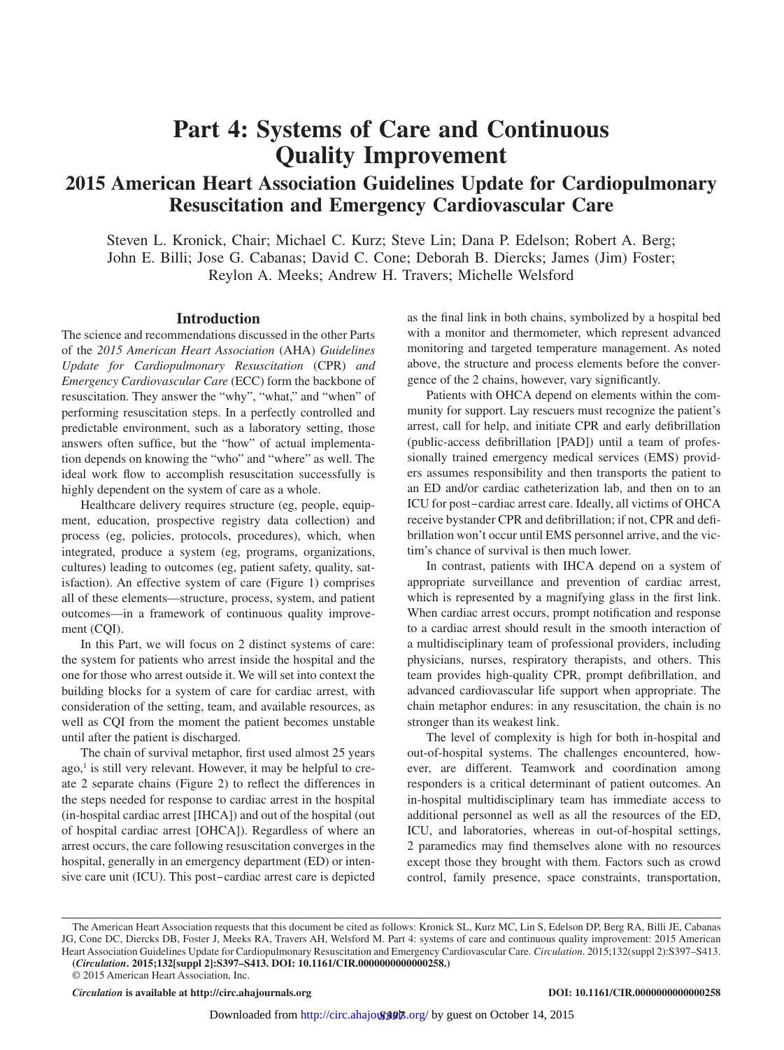# Part 4: Systems of Care and Continuous Quality Improvement

## 2015 American Heart Association Guidelines Update for Cardiopulmonary Resuscitation and Emergency Cardiovascular Care

Steven L. Kronick, Chair; Michael C. Kurz; Steve Lin; Dana P. Edelson; Robert A. Berg; John E. Billi; Jose G. Cabanas; David C. Cone; Deborah B. Diercks; James (Jim) Foster; Reylon A. Meeks; Andrew H. Travers; Michelle Welsford

## Introduction

The science and recommendations discussed in the other Parts of the *2015 American Heart Association* (AHA) *Guidelines Update for Cardiopulmonary Resuscitation* (CPR) *and Emergency Cardiovascular Care* (ECC) form the backbone of resuscitation. They answer the "why", "what," and "when" of performing resuscitation steps. In a perfectly controlled and predictable environment, such as a laboratory setting, those answers often suffice, but the "how" of actual implementation depends on knowing the "who" and "where" as well. The ideal work flow to accomplish resuscitation successfully is highly dependent on the system of care as a whole.

Healthcare delivery requires structure (eg, people, equipment, education, prospective registry data collection) and process (eg, policies, protocols, procedures), which, when integrated, produce a system (eg, programs, organizations, cultures) leading to outcomes (eg, patient safety, quality, satisfaction). An effective system of care (Figure 1) comprises all of these elements—structure, process, system, and patient outcomes—in a framework of continuous quality improvement (CQI).

In this Part, we will focus on 2 distinct systems of care: the system for patients who arrest inside the hospital and the one for those who arrest outside it. We will set into context the building blocks for a system of care for cardiac arrest, with consideration of the setting, team, and available resources, as well as CQI from the moment the patient becomes unstable until after the patient is discharged.

The chain of survival metaphor, first used almost 25 years ago,[1] is still very relevant. However, it may be helpful to create 2 separate chains (Figure 2) to reflect the differences in the steps needed for response to cardiac arrest in the hospital (in-hospital cardiac arrest [IHCA]) and out of the hospital (out of hospital cardiac arrest [OHCA]). Regardless of where an arrest occurs, the care following resuscitation converges in the hospital, generally in an emergency department (ED) or intensive care unit (ICU). This post–cardiac arrest care is depicted as the final link in both chains, symbolized by a hospital bed with a monitor and thermometer, which represent advanced monitoring and targeted temperature management. As noted above, the structure and process elements before the convergence of the 2 chains, however, vary significantly.

Patients with OHCA depend on elements within the community for support. Lay rescuers must recognize the patient's arrest, call for help, and initiate CPR and early defibrillation (public-access defibrillation [PAD]) until a team of professionally trained emergency medical services (EMS) providers assumes responsibility and then transports the patient to an ED and/or cardiac catheterization lab, and then on to an ICU for post–cardiac arrest care. Ideally, all victims of OHCA receive bystander CPR and defibrillation; if not, CPR and defibrillation won't occur until EMS personnel arrive, and the victim's chance of survival is then much lower.

In contrast, patients with IHCA depend on a system of appropriate surveillance and prevention of cardiac arrest, which is represented by a magnifying glass in the first link. When cardiac arrest occurs, prompt notification and response to a cardiac arrest should result in the smooth interaction of a multidisciplinary team of professional providers, including physicians, nurses, respiratory therapists, and others. This team provides high-quality CPR, prompt defibrillation, and advanced cardiovascular life support when appropriate. The chain metaphor endures: in any resuscitation, the chain is no stronger than its weakest link.

The level of complexity is high for both in-hospital and out-of-hospital systems. The challenges encountered, however, are different. Teamwork and coordination among responders is a critical determinant of patient outcomes. An in-hospital multidisciplinary team has immediate access to additional personnel as well as all the resources of the ED, ICU, and laboratories, whereas in out-of-hospital settings, 2 paramedics may find themselves alone with no resources except those they brought with them. Factors such as crowd control, family presence, space constraints, transportation,

The American Heart Association requests that this document be cited as follows: Kronick SL, Kurz MC, Lin S, Edelson DP, Berg RA, Billi JE, Cabanas JG, Cone DC, Diercks DB, Foster J, Meeks RA, Travers AH, Welsford M. Part 4: systems of care and continuous quality improvement: 2015 American Heart Association Guidelines Update for Cardiopulmonary Resuscitation and Emergency Cardiovascular Care. *Circulation*. 2015;132(suppl 2):S397–S413.

(*Circulation*. 2015;132[suppl 2]:S397–S413. DOI: 10.1161/CIR.0000000000000258.)

© 2015 American Heart Association, Inc.

*Circulation* is available at http://circ.ahajournals.org DOI: 10.1161/CIR.0000000000000258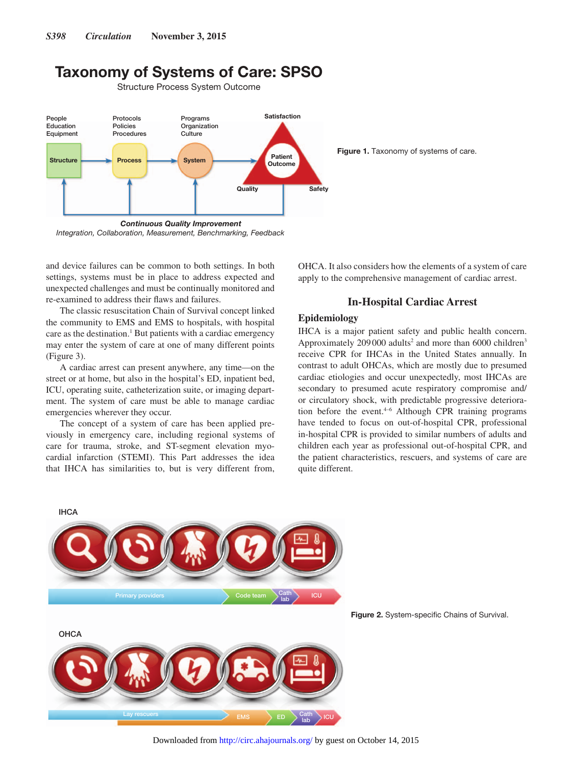Figure 1. Taxonomy of systems of care.

and device failures can be common to both settings. In both settings, systems must be in place to address expected and unexpected challenges and must be continually monitored and re-examined to address their flaws and failures.

The classic resuscitation Chain of Survival concept linked the community to EMS and EMS to hospitals, with hospital care as the destination.[1] But patients with a cardiac emergency may enter the system of care at one of many different points (Figure 3).

A cardiac arrest can present anywhere, any time—on the street or at home, but also in the hospital's ED, inpatient bed, ICU, operating suite, catheterization suite, or imaging department. The system of care must be able to manage cardiac emergencies wherever they occur.

The concept of a system of care has been applied previously in emergency care, including regional systems of care for trauma, stroke, and ST-segment elevation myocardial infarction (STEMI). This Part addresses the idea that IHCA has similarities to, but is very different from, OHCA. It also considers how the elements of a system of care apply to the comprehensive management of cardiac arrest.

## In-Hospital Cardiac Arrest

### Epidemiology

IHCA is a major patient safety and public health concern. Approximately 209 000 adults[2] and more than 6000 children[3] receive CPR for IHCAs in the United States annually. In contrast to adult OHCAs, which are mostly due to presumed cardiac etiologies and occur unexpectedly, most IHCAs are secondary to presumed acute respiratory compromise and/or circulatory shock, with predictable progressive deterioration before the event.[4–6] Although CPR training programs have tended to focus on out-of-hospital CPR, professional in-hospital CPR is provided to similar numbers of adults and children each year as professional out-of-hospital CPR, and the patient characteristics, rescuers, and systems of care are quite different.

Figure 2. System-specific Chains of Survival.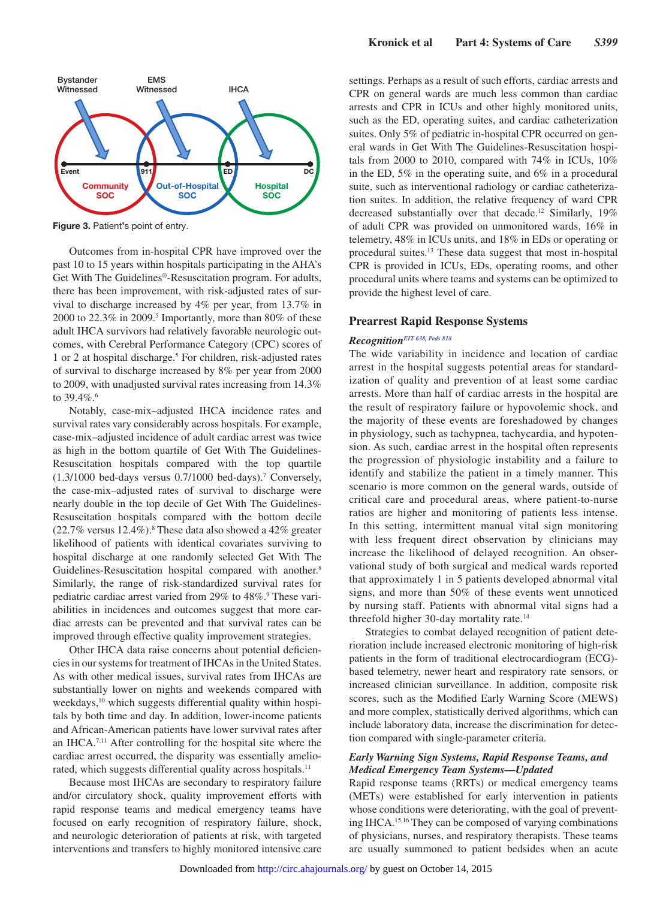Bystander Witnessed

EMS Witnessed

IHCA

Event

911

ED

DC

Community SOC

Out-of-Hospital SOC

Hospital SOC

**Figure 3.** Patient's point of entry.

Outcomes from in-hospital CPR have improved over the past 10 to 15 years within hospitals participating in the AHA's Get With The Guidelines®-Resuscitation program. For adults, there has been improvement, with risk-adjusted rates of survival to discharge increased by 4% per year, from 13.7% in 2000 to 22.3% in 2009.[5] Importantly, more than 80% of these adult IHCA survivors had relatively favorable neurologic outcomes, with Cerebral Performance Category (CPC) scores of 1 or 2 at hospital discharge.[5] For children, risk-adjusted rates of survival to discharge increased by 8% per year from 2000 to 2009, with unadjusted survival rates increasing from 14.3% to 39.4%.[6]

Notably, case-mix–adjusted IHCA incidence rates and survival rates vary considerably across hospitals. For example, case-mix–adjusted incidence of adult cardiac arrest was twice as high in the bottom quartile of Get With The Guidelines-Resuscitation hospitals compared with the top quartile (1.3/1000 bed-days versus 0.7/1000 bed-days).[7] Conversely, the case-mix–adjusted rates of survival to discharge were nearly double in the top decile of Get With The Guidelines-Resuscitation hospitals compared with the bottom decile (22.7% versus 12.4%).[8] These data also showed a 42% greater likelihood of patients with identical covariates surviving to hospital discharge at one randomly selected Get With The Guidelines-Resuscitation hospital compared with another.[8] Similarly, the range of risk-standardized survival rates for pediatric cardiac arrest varied from 29% to 48%.[9] These variabilities in incidences and outcomes suggest that more cardiac arrests can be prevented and that survival rates can be improved through effective quality improvement strategies.

Other IHCA data raise concerns about potential deficiencies in our systems for treatment of IHCAs in the United States. As with other medical issues, survival rates from IHCAs are substantially lower on nights and weekends compared with weekdays,[10] which suggests differential quality within hospitals by both time and day. In addition, lower-income patients and African-American patients have lower survival rates after an IHCA.[7,11] After controlling for the hospital site where the cardiac arrest occurred, the disparity was essentially ameliorated, which suggests differential quality across hospitals.[11]

Because most IHCAs are secondary to respiratory failure and/or circulatory shock, quality improvement efforts with rapid response teams and medical emergency teams have focused on early recognition of respiratory failure, shock, and neurologic deterioration of patients at risk, with targeted interventions and transfers to highly monitored intensive care settings. Perhaps as a result of such efforts, cardiac arrests and CPR on general wards are much less common than cardiac arrests and CPR in ICUs and other highly monitored units, such as the ED, operating suites, and cardiac catheterization suites. Only 5% of pediatric in-hospital CPR occurred on general wards in Get With The Guidelines-Resuscitation hospitals from 2000 to 2010, compared with 74% in ICUs, 10% in the ED, 5% in the operating suite, and 6% in a procedural suite, such as interventional radiology or cardiac catheterization suites. In addition, the relative frequency of ward CPR decreased substantially over that decade.[12] Similarly, 19% of adult CPR was provided on unmonitored wards, 16% in telemetry, 48% in ICUs units, and 18% in EDs or operating or procedural suites.[13] These data suggest that most in-hospital CPR is provided in ICUs, EDs, operating rooms, and other procedural units where teams and systems can be optimized to provide the highest level of care.

## Prearrest Rapid Response Systems

### *Recognition*[EIT 638, Peds 818]

The wide variability in incidence and location of cardiac arrest in the hospital suggests potential areas for standardization of quality and prevention of at least some cardiac arrests. More than half of cardiac arrests in the hospital are the result of respiratory failure or hypovolemic shock, and the majority of these events are foreshadowed by changes in physiology, such as tachypnea, tachycardia, and hypotension. As such, cardiac arrest in the hospital often represents the progression of physiologic instability and a failure to identify and stabilize the patient in a timely manner. This scenario is more common on the general wards, outside of critical care and procedural areas, where patient-to-nurse ratios are higher and monitoring of patients less intense. In this setting, intermittent manual vital sign monitoring with less frequent direct observation by clinicians may increase the likelihood of delayed recognition. An observational study of both surgical and medical wards reported that approximately 1 in 5 patients developed abnormal vital signs, and more than 50% of these events went unnoticed by nursing staff. Patients with abnormal vital signs had a threefold higher 30-day mortality rate.[14]

Strategies to combat delayed recognition of patient deterioration include increased electronic monitoring of high-risk patients in the form of traditional electrocardiogram (ECG)-based telemetry, newer heart and respiratory rate sensors, or increased clinician surveillance. In addition, composite risk scores, such as the Modified Early Warning Score (MEWS) and more complex, statistically derived algorithms, which can include laboratory data, increase the discrimination for detection compared with single-parameter criteria.

### *Early Warning Sign Systems, Rapid Response Teams, and Medical Emergency Team Systems—Updated*

Rapid response teams (RRTs) or medical emergency teams (METs) were established for early intervention in patients whose conditions were deteriorating, with the goal of preventing IHCA.[15,16] They can be composed of varying combinations of physicians, nurses, and respiratory therapists. These teams are usually summoned to patient bedsides when an acute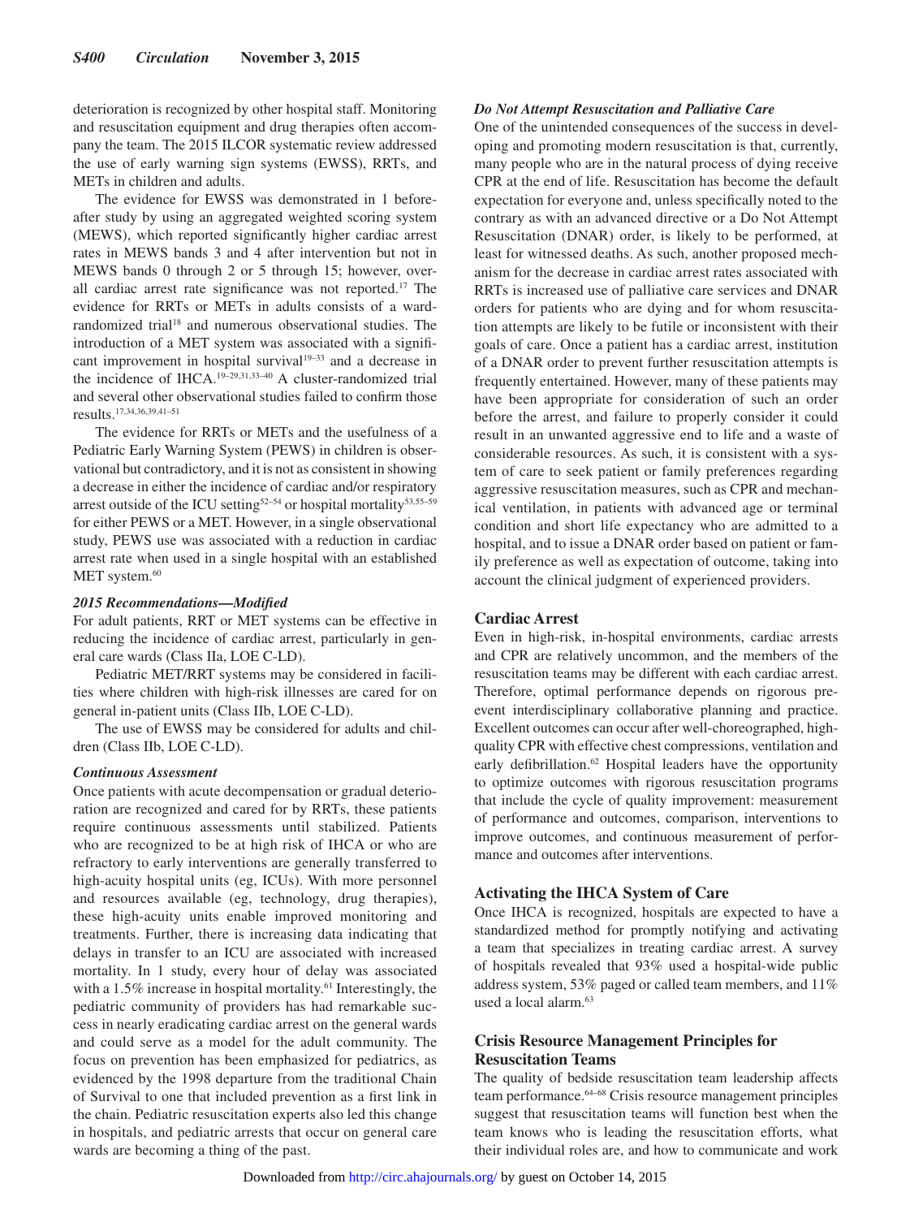deterioration is recognized by other hospital staff. Monitoring and resuscitation equipment and drug therapies often accompany the team. The 2015 ILCOR systematic review addressed the use of early warning sign systems (EWSS), RRTs, and METs in children and adults.

The evidence for EWSS was demonstrated in 1 before-after study by using an aggregated weighted scoring system (MEWS), which reported significantly higher cardiac arrest rates in MEWS bands 3 and 4 after intervention but not in MEWS bands 0 through 2 or 5 through 15; however, overall cardiac arrest rate significance was not reported.[17] The evidence for RRTs or METs in adults consists of a ward-randomized trial[18] and numerous observational studies. The introduction of a MET system was associated with a significant improvement in hospital survival[19–33] and a decrease in the incidence of IHCA.[19–29,31,33–40] A cluster-randomized trial and several other observational studies failed to confirm those results.[17,34,36,39,41–51]

The evidence for RRTs or METs and the usefulness of a Pediatric Early Warning System (PEWS) in children is observational but contradictory, and it is not as consistent in showing a decrease in either the incidence of cardiac and/or respiratory arrest outside of the ICU setting[52–54] or hospital mortality[53,55–59] for either PEWS or a MET. However, in a single observational study, PEWS use was associated with a reduction in cardiac arrest rate when used in a single hospital with an established MET system.[60]

### *2015 Recommendations—Modified*

For adult patients, RRT or MET systems can be effective in reducing the incidence of cardiac arrest, particularly in general care wards (Class IIa, LOE C-LD).

Pediatric MET/RRT systems may be considered in facilities where children with high-risk illnesses are cared for on general in-patient units (Class IIb, LOE C-LD).

The use of EWSS may be considered for adults and children (Class IIb, LOE C-LD).

### *Continuous Assessment*

Once patients with acute decompensation or gradual deterioration are recognized and cared for by RRTs, these patients require continuous assessments until stabilized. Patients who are recognized to be at high risk of IHCA or who are refractory to early interventions are generally transferred to high-acuity hospital units (eg, ICUs). With more personnel and resources available (eg, technology, drug therapies), these high-acuity units enable improved monitoring and treatments. Further, there is increasing data indicating that delays in transfer to an ICU are associated with increased mortality. In 1 study, every hour of delay was associated with a 1.5% increase in hospital mortality.[61] Interestingly, the pediatric community of providers has had remarkable success in nearly eradicating cardiac arrest on the general wards and could serve as a model for the adult community. The focus on prevention has been emphasized for pediatrics, as evidenced by the 1998 departure from the traditional Chain of Survival to one that included prevention as a first link in the chain. Pediatric resuscitation experts also led this change in hospitals, and pediatric arrests that occur on general care wards are becoming a thing of the past.

### *Do Not Attempt Resuscitation and Palliative Care*

One of the unintended consequences of the success in developing and promoting modern resuscitation is that, currently, many people who are in the natural process of dying receive CPR at the end of life. Resuscitation has become the default expectation for everyone and, unless specifically noted to the contrary as with an advanced directive or a Do Not Attempt Resuscitation (DNAR) order, is likely to be performed, at least for witnessed deaths. As such, another proposed mechanism for the decrease in cardiac arrest rates associated with RRTs is increased use of palliative care services and DNAR orders for patients who are dying and for whom resuscitation attempts are likely to be futile or inconsistent with their goals of care. Once a patient has a cardiac arrest, institution of a DNAR order to prevent further resuscitation attempts is frequently entertained. However, many of these patients may have been appropriate for consideration of such an order before the arrest, and failure to properly consider it could result in an unwanted aggressive end to life and a waste of considerable resources. As such, it is consistent with a system of care to seek patient or family preferences regarding aggressive resuscitation measures, such as CPR and mechanical ventilation, in patients with advanced age or terminal condition and short life expectancy who are admitted to a hospital, and to issue a DNAR order based on patient or family preference as well as expectation of outcome, taking into account the clinical judgment of experienced providers.

## Cardiac Arrest

Even in high-risk, in-hospital environments, cardiac arrests and CPR are relatively uncommon, and the members of the resuscitation teams may be different with each cardiac arrest. Therefore, optimal performance depends on rigorous pre-event interdisciplinary collaborative planning and practice. Excellent outcomes can occur after well-choreographed, high-quality CPR with effective chest compressions, ventilation and early defibrillation.[62] Hospital leaders have the opportunity to optimize outcomes with rigorous resuscitation programs that include the cycle of quality improvement: measurement of performance and outcomes, comparison, interventions to improve outcomes, and continuous measurement of performance and outcomes after interventions.

## Activating the IHCA System of Care

Once IHCA is recognized, hospitals are expected to have a standardized method for promptly notifying and activating a team that specializes in treating cardiac arrest. A survey of hospitals revealed that 93% used a hospital-wide public address system, 53% paged or called team members, and 11% used a local alarm.[63]

## Crisis Resource Management Principles for Resuscitation Teams

The quality of bedside resuscitation team leadership affects team performance.[64–68] Crisis resource management principles suggest that resuscitation teams will function best when the team knows who is leading the resuscitation efforts, what their individual roles are, and how to communicate and work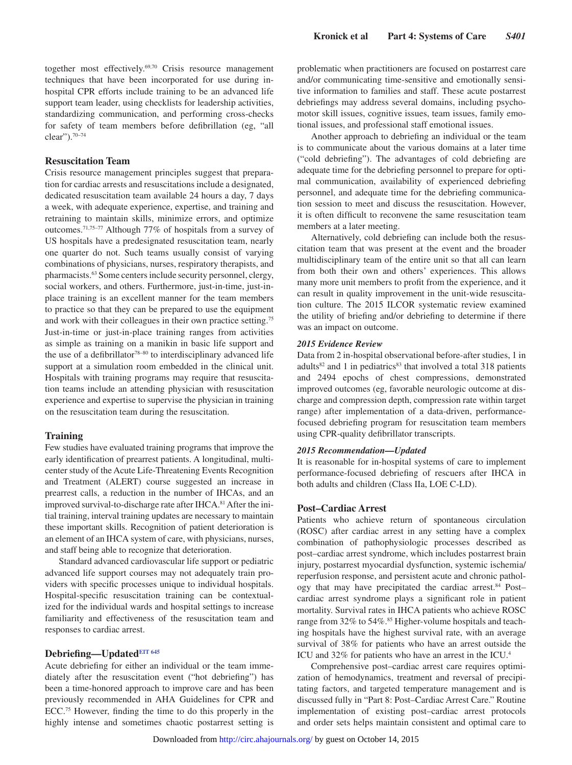together most effectively.[69,70] Crisis resource management techniques that have been incorporated for use during in-hospital CPR efforts include training to be an advanced life support team leader, using checklists for leadership activities, standardizing communication, and performing cross-checks for safety of team members before defibrillation (eg, "all clear").[70–74]

## Resuscitation Team

Crisis resource management principles suggest that preparation for cardiac arrests and resuscitations include a designated, dedicated resuscitation team available 24 hours a day, 7 days a week, with adequate experience, expertise, and training and retraining to maintain skills, minimize errors, and optimize outcomes.[71,75–77] Although 77% of hospitals from a survey of US hospitals have a predesignated resuscitation team, nearly one quarter do not. Such teams usually consist of varying combinations of physicians, nurses, respiratory therapists, and pharmacists.[63] Some centers include security personnel, clergy, social workers, and others. Furthermore, just-in-time, just-in-place training is an excellent manner for the team members to practice so that they can be prepared to use the equipment and work with their colleagues in their own practice setting.[75] Just-in-time or just-in-place training ranges from activities as simple as training on a manikin in basic life support and the use of a defibrillator[78–80] to interdisciplinary advanced life support at a simulation room embedded in the clinical unit. Hospitals with training programs may require that resuscitation teams include an attending physician with resuscitation experience and expertise to supervise the physician in training on the resuscitation team during the resuscitation.

## Training

Few studies have evaluated training programs that improve the early identification of prearrest patients. A longitudinal, multicenter study of the Acute Life-Threatening Events Recognition and Treatment (ALERT) course suggested an increase in prearrest calls, a reduction in the number of IHCAs, and an improved survival-to-discharge rate after IHCA.[81] After the initial training, interval training updates are necessary to maintain these important skills. Recognition of patient deterioration is an element of an IHCA system of care, with physicians, nurses, and staff being able to recognize that deterioration.

Standard advanced cardiovascular life support or pediatric advanced life support courses may not adequately train providers with specific processes unique to individual hospitals. Hospital-specific resuscitation training can be contextualized for the individual wards and hospital settings to increase familiarity and effectiveness of the resuscitation team and responses to cardiac arrest.

## Debriefing—Updated[EIT 645]

Acute debriefing for either an individual or the team immediately after the resuscitation event ("hot debriefing") has been a time-honored approach to improve care and has been previously recommended in AHA Guidelines for CPR and ECC.[75] However, finding the time to do this properly in the highly intense and sometimes chaotic postarrest setting is problematic when practitioners are focused on postarrest care and/or communicating time-sensitive and emotionally sensitive information to families and staff. These acute postarrest debriefings may address several domains, including psychomotor skill issues, cognitive issues, team issues, family emotional issues, and professional staff emotional issues.

Another approach to debriefing an individual or the team is to communicate about the various domains at a later time ("cold debriefing"). The advantages of cold debriefing are adequate time for the debriefing personnel to prepare for optimal communication, availability of experienced debriefing personnel, and adequate time for the debriefing communication session to meet and discuss the resuscitation. However, it is often difficult to reconvene the same resuscitation team members at a later meeting.

Alternatively, cold debriefing can include both the resuscitation team that was present at the event and the broader multidisciplinary team of the entire unit so that all can learn from both their own and others' experiences. This allows many more unit members to profit from the experience, and it can result in quality improvement in the unit-wide resuscitation culture. The 2015 ILCOR systematic review examined the utility of briefing and/or debriefing to determine if there was an impact on outcome.

### *2015 Evidence Review*

Data from 2 in-hospital observational before-after studies, 1 in adults[82] and 1 in pediatrics[83] that involved a total 318 patients and 2494 epochs of chest compressions, demonstrated improved outcomes (eg, favorable neurologic outcome at discharge and compression depth, compression rate within target range) after implementation of a data-driven, performance-focused debriefing program for resuscitation team members using CPR-quality defibrillator transcripts.

### *2015 Recommendation—Updated*

It is reasonable for in-hospital systems of care to implement performance-focused debriefing of rescuers after IHCA in both adults and children (Class IIa, LOE C-LD).

## Post–Cardiac Arrest

Patients who achieve return of spontaneous circulation (ROSC) after cardiac arrest in any setting have a complex combination of pathophysiologic processes described as post–cardiac arrest syndrome, which includes postarrest brain injury, postarrest myocardial dysfunction, systemic ischemia/reperfusion response, and persistent acute and chronic pathology that may have precipitated the cardiac arrest.[84] Post–cardiac arrest syndrome plays a significant role in patient mortality. Survival rates in IHCA patients who achieve ROSC range from 32% to 54%.[85] Higher-volume hospitals and teaching hospitals have the highest survival rate, with an average survival of 38% for patients who have an arrest outside the ICU and 32% for patients who have an arrest in the ICU.[4]

Comprehensive post–cardiac arrest care requires optimization of hemodynamics, treatment and reversal of precipitating factors, and targeted temperature management and is discussed fully in "Part 8: Post–Cardiac Arrest Care." Routine implementation of existing post–cardiac arrest protocols and order sets helps maintain consistent and optimal care to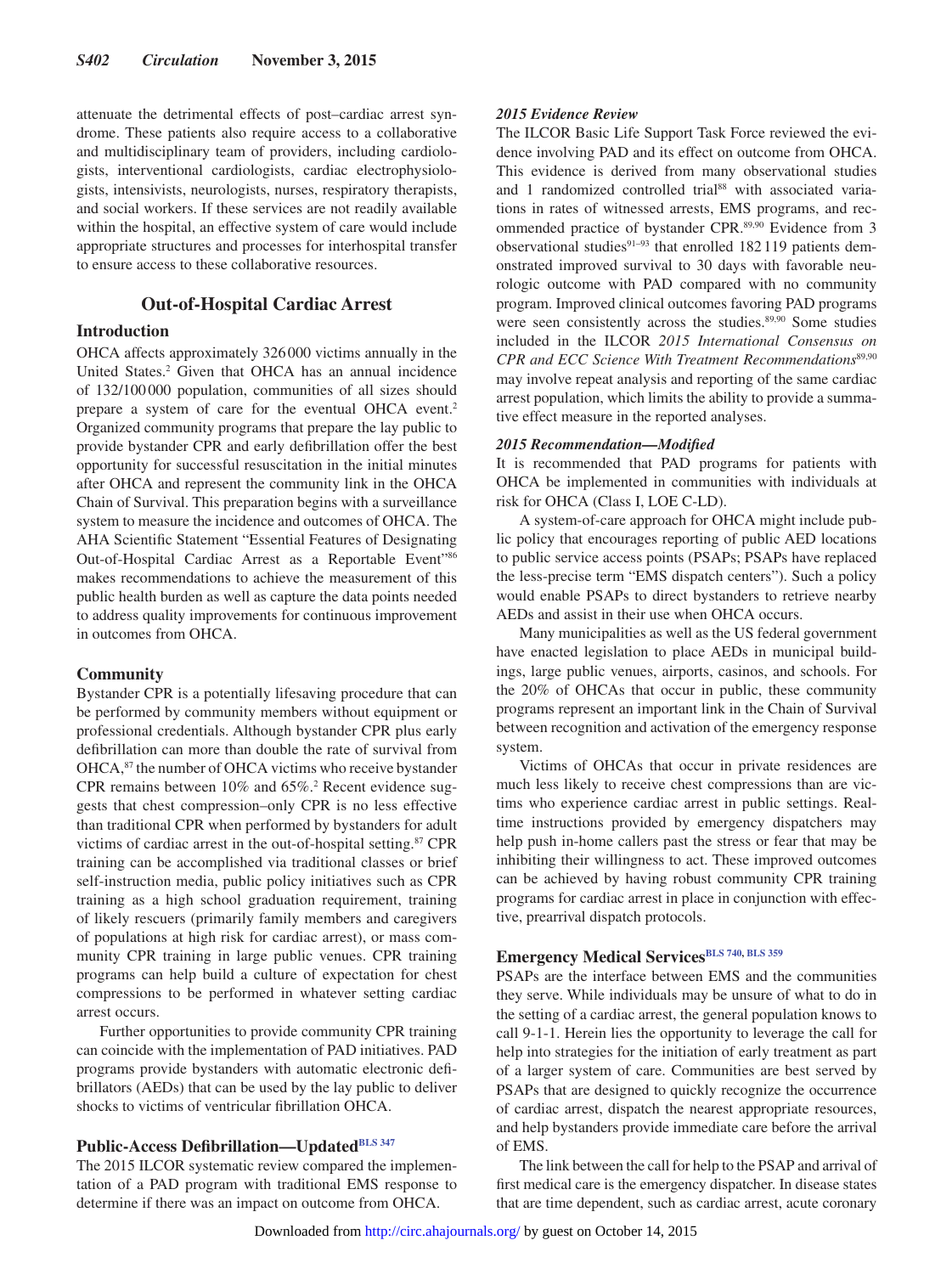attenuate the detrimental effects of post–cardiac arrest syndrome. These patients also require access to a collaborative and multidisciplinary team of providers, including cardiologists, interventional cardiologists, cardiac electrophysiologists, intensivists, neurologists, nurses, respiratory therapists, and social workers. If these services are not readily available within the hospital, an effective system of care would include appropriate structures and processes for interhospital transfer to ensure access to these collaborative resources.

## Out-of-Hospital Cardiac Arrest

### Introduction

OHCA affects approximately 326 000 victims annually in the United States.[2] Given that OHCA has an annual incidence of 132/100 000 population, communities of all sizes should prepare a system of care for the eventual OHCA event.[2] Organized community programs that prepare the lay public to provide bystander CPR and early defibrillation offer the best opportunity for successful resuscitation in the initial minutes after OHCA and represent the community link in the OHCA Chain of Survival. This preparation begins with a surveillance system to measure the incidence and outcomes of OHCA. The AHA Scientific Statement "Essential Features of Designating Out-of-Hospital Cardiac Arrest as a Reportable Event"[86] makes recommendations to achieve the measurement of this public health burden as well as capture the data points needed to address quality improvements for continuous improvement in outcomes from OHCA.

### Community

Bystander CPR is a potentially lifesaving procedure that can be performed by community members without equipment or professional credentials. Although bystander CPR plus early defibrillation can more than double the rate of survival from OHCA,[87] the number of OHCA victims who receive bystander CPR remains between 10% and 65%.[2] Recent evidence suggests that chest compression–only CPR is no less effective than traditional CPR when performed by bystanders for adult victims of cardiac arrest in the out-of-hospital setting.[87] CPR training can be accomplished via traditional classes or brief self-instruction media, public policy initiatives such as CPR training as a high school graduation requirement, training of likely rescuers (primarily family members and caregivers of populations at high risk for cardiac arrest), or mass community CPR training in large public venues. CPR training programs can help build a culture of expectation for chest compressions to be performed in whatever setting cardiac arrest occurs.

Further opportunities to provide community CPR training can coincide with the implementation of PAD initiatives. PAD programs provide bystanders with automatic electronic defibrillators (AEDs) that can be used by the lay public to deliver shocks to victims of ventricular fibrillation OHCA.

### Public-Access Defibrillation—Updated[BLS 347]

The 2015 ILCOR systematic review compared the implementation of a PAD program with traditional EMS response to determine if there was an impact on outcome from OHCA.

#### *2015 Evidence Review*

The ILCOR Basic Life Support Task Force reviewed the evidence involving PAD and its effect on outcome from OHCA. This evidence is derived from many observational studies and 1 randomized controlled trial[88] with associated variations in rates of witnessed arrests, EMS programs, and recommended practice of bystander CPR.[89,90] Evidence from 3 observational studies[91–93] that enrolled 182 119 patients demonstrated improved survival to 30 days with favorable neurologic outcome with PAD compared with no community program. Improved clinical outcomes favoring PAD programs were seen consistently across the studies.[89,90] Some studies included in the ILCOR *2015 International Consensus on CPR and ECC Science With Treatment Recommendations*[89,90] may involve repeat analysis and reporting of the same cardiac arrest population, which limits the ability to provide a summative effect measure in the reported analyses.

#### *2015 Recommendation—Modified*

It is recommended that PAD programs for patients with OHCA be implemented in communities with individuals at risk for OHCA (Class I, LOE C-LD).

A system-of-care approach for OHCA might include public policy that encourages reporting of public AED locations to public service access points (PSAPs; PSAPs have replaced the less-precise term "EMS dispatch centers"). Such a policy would enable PSAPs to direct bystanders to retrieve nearby AEDs and assist in their use when OHCA occurs.

Many municipalities as well as the US federal government have enacted legislation to place AEDs in municipal buildings, large public venues, airports, casinos, and schools. For the 20% of OHCAs that occur in public, these community programs represent an important link in the Chain of Survival between recognition and activation of the emergency response system.

Victims of OHCAs that occur in private residences are much less likely to receive chest compressions than are victims who experience cardiac arrest in public settings. Real-time instructions provided by emergency dispatchers may help push in-home callers past the stress or fear that may be inhibiting their willingness to act. These improved outcomes can be achieved by having robust community CPR training programs for cardiac arrest in place in conjunction with effective, prearrival dispatch protocols.

### Emergency Medical Services[BLS 740, BLS 359]

PSAPs are the interface between EMS and the communities they serve. While individuals may be unsure of what to do in the setting of a cardiac arrest, the general population knows to call 9-1-1. Herein lies the opportunity to leverage the call for help into strategies for the initiation of early treatment as part of a larger system of care. Communities are best served by PSAPs that are designed to quickly recognize the occurrence of cardiac arrest, dispatch the nearest appropriate resources, and help bystanders provide immediate care before the arrival of EMS.

The link between the call for help to the PSAP and arrival of first medical care is the emergency dispatcher. In disease states that are time dependent, such as cardiac arrest, acute coronary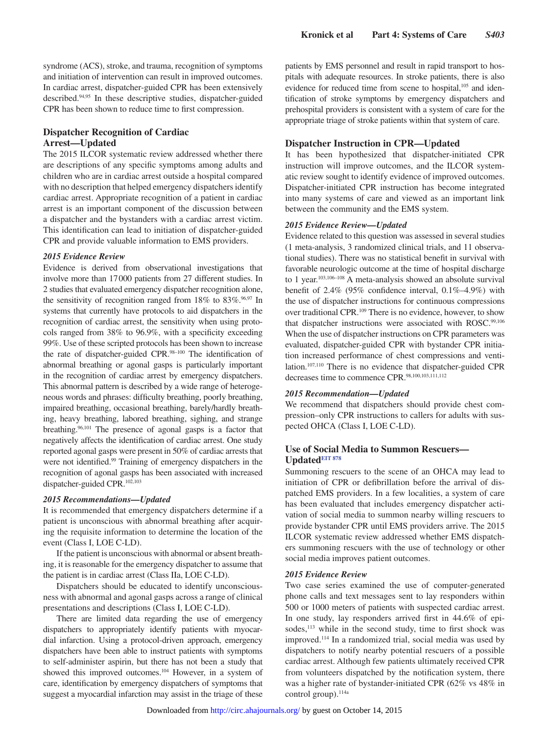syndrome (ACS), stroke, and trauma, recognition of symptoms and initiation of intervention can result in improved outcomes. In cardiac arrest, dispatcher-guided CPR has been extensively described.[94,95] In these descriptive studies, dispatcher-guided CPR has been shown to reduce time to first compression.

### Dispatcher Recognition of Cardiac Arrest—Updated

The 2015 ILCOR systematic review addressed whether there are descriptions of any specific symptoms among adults and children who are in cardiac arrest outside a hospital compared with no description that helped emergency dispatchers identify cardiac arrest. Appropriate recognition of a patient in cardiac arrest is an important component of the discussion between a dispatcher and the bystanders with a cardiac arrest victim. This identification can lead to initiation of dispatcher-guided CPR and provide valuable information to EMS providers.

#### *2015 Evidence Review*

Evidence is derived from observational investigations that involve more than 17000 patients from 27 different studies. In 2 studies that evaluated emergency dispatcher recognition alone, the sensitivity of recognition ranged from 18% to 83%.[96,97] In systems that currently have protocols to aid dispatchers in the recognition of cardiac arrest, the sensitivity when using protocols ranged from 38% to 96.9%, with a specificity exceeding 99%. Use of these scripted protocols has been shown to increase the rate of dispatcher-guided CPR.[98–100] The identification of abnormal breathing or agonal gasps is particularly important in the recognition of cardiac arrest by emergency dispatchers. This abnormal pattern is described by a wide range of heterogeneous words and phrases: difficulty breathing, poorly breathing, impaired breathing, occasional breathing, barely/hardly breathing, heavy breathing, labored breathing, sighing, and strange breathing.[96,101] The presence of agonal gasps is a factor that negatively affects the identification of cardiac arrest. One study reported agonal gasps were present in 50% of cardiac arrests that were not identified.[99] Training of emergency dispatchers in the recognition of agonal gasps has been associated with increased dispatcher-guided CPR.[102,103]

#### *2015 Recommendations—Updated*

It is recommended that emergency dispatchers determine if a patient is unconscious with abnormal breathing after acquiring the requisite information to determine the location of the event (Class I, LOE C-LD).

If the patient is unconscious with abnormal or absent breathing, it is reasonable for the emergency dispatcher to assume that the patient is in cardiac arrest (Class IIa, LOE C-LD).

Dispatchers should be educated to identify unconsciousness with abnormal and agonal gasps across a range of clinical presentations and descriptions (Class I, LOE C-LD).

There are limited data regarding the use of emergency dispatchers to appropriately identify patients with myocardial infarction. Using a protocol-driven approach, emergency dispatchers have been able to instruct patients with symptoms to self-administer aspirin, but there has not been a study that showed this improved outcomes.[104] However, in a system of care, identification by emergency dispatchers of symptoms that suggest a myocardial infarction may assist in the triage of these patients by EMS personnel and result in rapid transport to hospitals with adequate resources. In stroke patients, there is also evidence for reduced time from scene to hospital,[105] and identification of stroke symptoms by emergency dispatchers and prehospital providers is consistent with a system of care for the appropriate triage of stroke patients within that system of care.

### Dispatcher Instruction in CPR—Updated

It has been hypothesized that dispatcher-initiated CPR instruction will improve outcomes, and the ILCOR systematic review sought to identify evidence of improved outcomes. Dispatcher-initiated CPR instruction has become integrated into many systems of care and viewed as an important link between the community and the EMS system.

#### *2015 Evidence Review—Updated*

Evidence related to this question was assessed in several studies (1 meta-analysis, 3 randomized clinical trials, and 11 observational studies). There was no statistical benefit in survival with favorable neurologic outcome at the time of hospital discharge to 1 year.[103,106–108] A meta-analysis showed an absolute survival benefit of 2.4% (95% confidence interval, 0.1%–4.9%) with the use of dispatcher instructions for continuous compressions over traditional CPR.[109] There is no evidence, however, to show that dispatcher instructions were associated with ROSC.[99,106] When the use of dispatcher instructions on CPR parameters was evaluated, dispatcher-guided CPR with bystander CPR initiation increased performance of chest compressions and ventilation.[107,110] There is no evidence that dispatcher-guided CPR decreases time to commence CPR.[98,100,103,111,112]

#### *2015 Recommendation—Updated*

We recommend that dispatchers should provide chest compression–only CPR instructions to callers for adults with suspected OHCA (Class I, LOE C-LD).

### Use of Social Media to Summon Rescuers—Updated[EIT 878]

Summoning rescuers to the scene of an OHCA may lead to initiation of CPR or defibrillation before the arrival of dispatched EMS providers. In a few localities, a system of care has been evaluated that includes emergency dispatcher activation of social media to summon nearby willing rescuers to provide bystander CPR until EMS providers arrive. The 2015 ILCOR systematic review addressed whether EMS dispatchers summoning rescuers with the use of technology or other social media improves patient outcomes.

#### *2015 Evidence Review*

Two case series examined the use of computer-generated phone calls and text messages sent to lay responders within 500 or 1000 meters of patients with suspected cardiac arrest. In one study, lay responders arrived first in 44.6% of episodes,[113] while in the second study, time to first shock was improved.[114] In a randomized trial, social media was used by dispatchers to notify nearby potential rescuers of a possible cardiac arrest. Although few patients ultimately received CPR from volunteers dispatched by the notification system, there was a higher rate of bystander-initiated CPR (62% vs 48% in control group).[114a]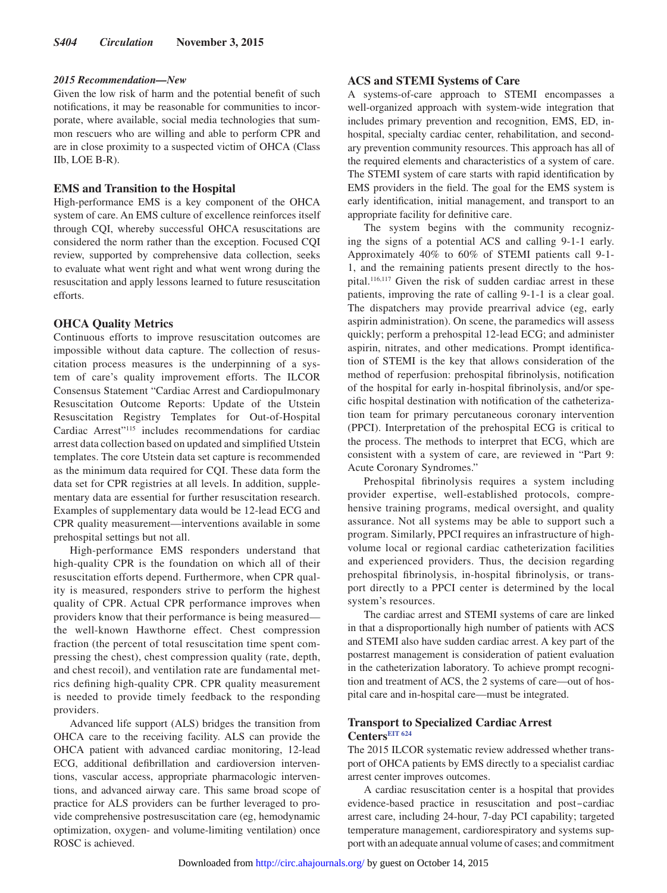#### 2015 Recommendation—New

Given the low risk of harm and the potential benefit of such notifications, it may be reasonable for communities to incorporate, where available, social media technologies that summon rescuers who are willing and able to perform CPR and are in close proximity to a suspected victim of OHCA (Class IIb, LOE B-R).

### EMS and Transition to the Hospital

High-performance EMS is a key component of the OHCA system of care. An EMS culture of excellence reinforces itself through CQI, whereby successful OHCA resuscitations are considered the norm rather than the exception. Focused CQI review, supported by comprehensive data collection, seeks to evaluate what went right and what went wrong during the resuscitation and apply lessons learned to future resuscitation efforts.

### OHCA Quality Metrics

Continuous efforts to improve resuscitation outcomes are impossible without data capture. The collection of resuscitation process measures is the underpinning of a system of care's quality improvement efforts. The ILCOR Consensus Statement "Cardiac Arrest and Cardiopulmonary Resuscitation Outcome Reports: Update of the Utstein Resuscitation Registry Templates for Out-of-Hospital Cardiac Arrest"[115] includes recommendations for cardiac arrest data collection based on updated and simplified Utstein templates. The core Utstein data set capture is recommended as the minimum data required for CQI. These data form the data set for CPR registries at all levels. In addition, supplementary data are essential for further resuscitation research. Examples of supplementary data would be 12-lead ECG and CPR quality measurement—interventions available in some prehospital settings but not all.

High-performance EMS responders understand that high-quality CPR is the foundation on which all of their resuscitation efforts depend. Furthermore, when CPR quality is measured, responders strive to perform the highest quality of CPR. Actual CPR performance improves when providers know that their performance is being measured—the well-known Hawthorne effect. Chest compression fraction (the percent of total resuscitation time spent compressing the chest), chest compression quality (rate, depth, and chest recoil), and ventilation rate are fundamental metrics defining high-quality CPR. CPR quality measurement is needed to provide timely feedback to the responding providers.

Advanced life support (ALS) bridges the transition from OHCA care to the receiving facility. ALS can provide the OHCA patient with advanced cardiac monitoring, 12-lead ECG, additional defibrillation and cardioversion interventions, vascular access, appropriate pharmacologic interventions, and advanced airway care. This same broad scope of practice for ALS providers can be further leveraged to provide comprehensive postresuscitation care (eg, hemodynamic optimization, oxygen- and volume-limiting ventilation) once ROSC is achieved.

### ACS and STEMI Systems of Care

A systems-of-care approach to STEMI encompasses a well-organized approach with system-wide integration that includes primary prevention and recognition, EMS, ED, in-hospital, specialty cardiac center, rehabilitation, and secondary prevention community resources. This approach has all of the required elements and characteristics of a system of care. The STEMI system of care starts with rapid identification by EMS providers in the field. The goal for the EMS system is early identification, initial management, and transport to an appropriate facility for definitive care.

The system begins with the community recognizing the signs of a potential ACS and calling 9-1-1 early. Approximately 40% to 60% of STEMI patients call 9-1-1, and the remaining patients present directly to the hospital.[116,117] Given the risk of sudden cardiac arrest in these patients, improving the rate of calling 9-1-1 is a clear goal. The dispatchers may provide prearrival advice (eg, early aspirin administration). On scene, the paramedics will assess quickly; perform a prehospital 12-lead ECG; and administer aspirin, nitrates, and other medications. Prompt identification of STEMI is the key that allows consideration of the method of reperfusion: prehospital fibrinolysis, notification of the hospital for early in-hospital fibrinolysis, and/or specific hospital destination with notification of the catheterization team for primary percutaneous coronary intervention (PPCI). Interpretation of the prehospital ECG is critical to the process. The methods to interpret that ECG, which are consistent with a system of care, are reviewed in "Part 9: Acute Coronary Syndromes."

Prehospital fibrinolysis requires a system including provider expertise, well-established protocols, comprehensive training programs, medical oversight, and quality assurance. Not all systems may be able to support such a program. Similarly, PPCI requires an infrastructure of high-volume local or regional cardiac catheterization facilities and experienced providers. Thus, the decision regarding prehospital fibrinolysis, in-hospital fibrinolysis, or transport directly to a PPCI center is determined by the local system's resources.

The cardiac arrest and STEMI systems of care are linked in that a disproportionally high number of patients with ACS and STEMI also have sudden cardiac arrest. A key part of the postarrest management is consideration of patient evaluation in the catheterization laboratory. To achieve prompt recognition and treatment of ACS, the 2 systems of care—out of hospital care and in-hospital care—must be integrated.

### Transport to Specialized Cardiac Arrest Centers[EIT 624]

The 2015 ILCOR systematic review addressed whether transport of OHCA patients by EMS directly to a specialist cardiac arrest center improves outcomes.

A cardiac resuscitation center is a hospital that provides evidence-based practice in resuscitation and post–cardiac arrest care, including 24-hour, 7-day PCI capability; targeted temperature management, cardiorespiratory and systems support with an adequate annual volume of cases; and commitment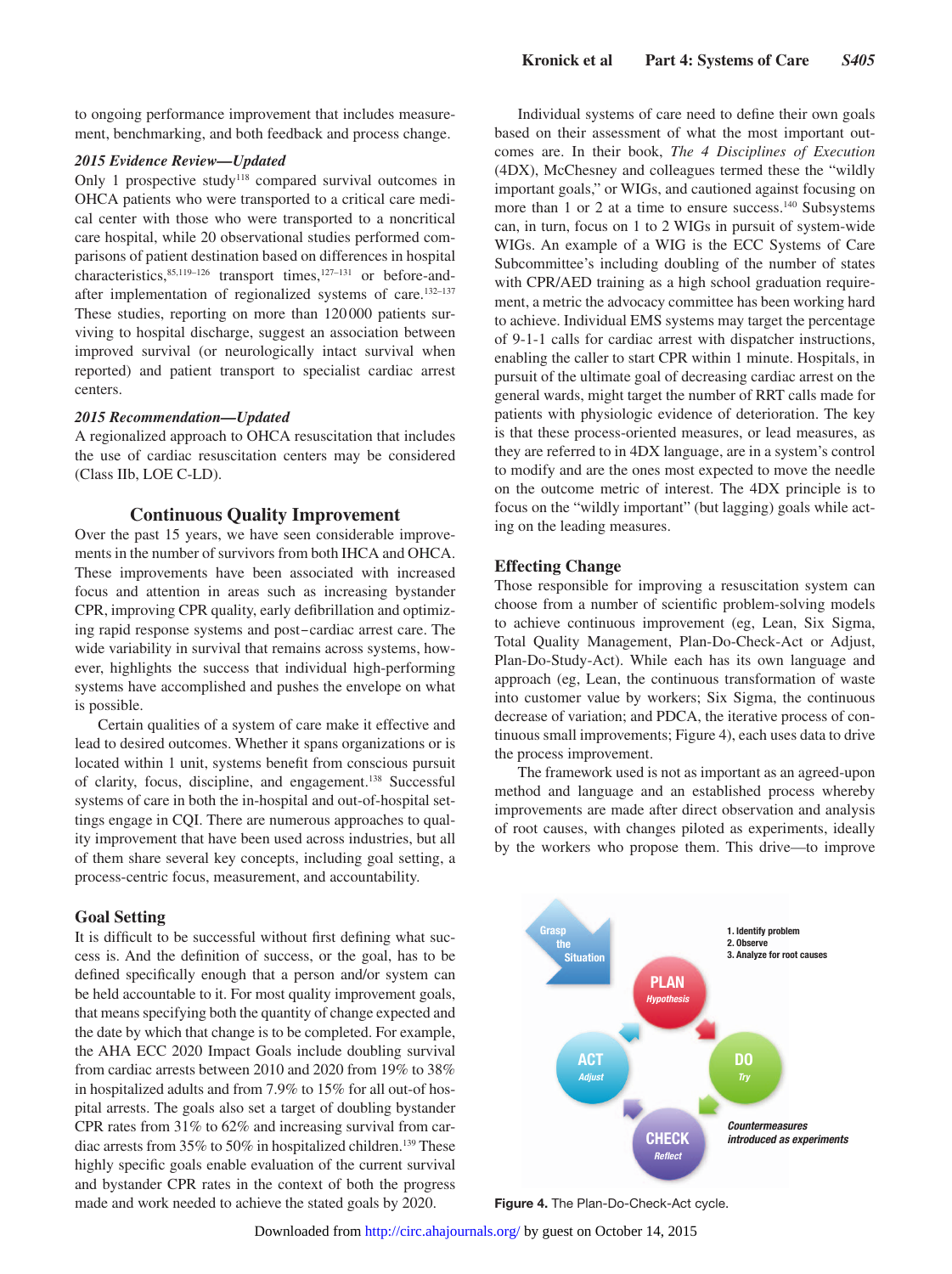to ongoing performance improvement that includes measurement, benchmarking, and both feedback and process change.

### *2015 Evidence Review—Updated*

Only 1 prospective study[118] compared survival outcomes in OHCA patients who were transported to a critical care medical center with those who were transported to a noncritical care hospital, while 20 observational studies performed comparisons of patient destination based on differences in hospital characteristics,[85,119–126] transport times,[127–131] or before-and-after implementation of regionalized systems of care.[132–137] These studies, reporting on more than 120 000 patients surviving to hospital discharge, suggest an association between improved survival (or neurologically intact survival when reported) and patient transport to specialist cardiac arrest centers.

### *2015 Recommendation—Updated*

A regionalized approach to OHCA resuscitation that includes the use of cardiac resuscitation centers may be considered (Class IIb, LOE C-LD).

## Continuous Quality Improvement

Over the past 15 years, we have seen considerable improvements in the number of survivors from both IHCA and OHCA. These improvements have been associated with increased focus and attention in areas such as increasing bystander CPR, improving CPR quality, early defibrillation and optimizing rapid response systems and post–cardiac arrest care. The wide variability in survival that remains across systems, however, highlights the success that individual high-performing systems have accomplished and pushes the envelope on what is possible.

Certain qualities of a system of care make it effective and lead to desired outcomes. Whether it spans organizations or is located within 1 unit, systems benefit from conscious pursuit of clarity, focus, discipline, and engagement.[138] Successful systems of care in both the in-hospital and out-of-hospital settings engage in CQI. There are numerous approaches to quality improvement that have been used across industries, but all of them share several key concepts, including goal setting, a process-centric focus, measurement, and accountability.

### Goal Setting

It is difficult to be successful without first defining what success is. And the definition of success, or the goal, has to be defined specifically enough that a person and/or system can be held accountable to it. For most quality improvement goals, that means specifying both the quantity of change expected and the date by which that change is to be completed. For example, the AHA ECC 2020 Impact Goals include doubling survival from cardiac arrests between 2010 and 2020 from 19% to 38% in hospitalized adults and from 7.9% to 15% for all out-of-hospital arrests. The goals also set a target of doubling bystander CPR rates from 31% to 62% and increasing survival from cardiac arrests from 35% to 50% in hospitalized children.[139] These highly specific goals enable evaluation of the current survival and bystander CPR rates in the context of both the progress made and work needed to achieve the stated goals by 2020.

Individual systems of care need to define their own goals based on their assessment of what the most important outcomes are. In their book, *The 4 Disciplines of Execution* (4DX), McChesney and colleagues termed these the "wildly important goals," or WIGs, and cautioned against focusing on more than 1 or 2 at a time to ensure success.[140] Subsystems can, in turn, focus on 1 to 2 WIGs in pursuit of system-wide WIGs. An example of a WIG is the ECC Systems of Care Subcommittee's including doubling of the number of states with CPR/AED training as a high school graduation requirement, a metric the advocacy committee has been working hard to achieve. Individual EMS systems may target the percentage of 9-1-1 calls for cardiac arrest with dispatcher instructions, enabling the caller to start CPR within 1 minute. Hospitals, in pursuit of the ultimate goal of decreasing cardiac arrest on the general wards, might target the number of RRT calls made for patients with physiologic evidence of deterioration. The key is that these process-oriented measures, or lead measures, as they are referred to in 4DX language, are in a system's control to modify and are the ones most expected to move the needle on the outcome metric of interest. The 4DX principle is to focus on the "wildly important" (but lagging) goals while acting on the leading measures.

### Effecting Change

Those responsible for improving a resuscitation system can choose from a number of scientific problem-solving models to achieve continuous improvement (eg, Lean, Six Sigma, Total Quality Management, Plan-Do-Check-Act or Adjust, Plan-Do-Study-Act). While each has its own language and approach (eg, Lean, the continuous transformation of waste into customer value by workers; Six Sigma, the continuous decrease of variation; and PDCA, the iterative process of continuous small improvements; Figure 4), each uses data to drive the process improvement.

The framework used is not as important as an agreed-upon method and language and an established process whereby improvements are made after direct observation and analysis of root causes, with changes piloted as experiments, ideally by the workers who propose them. This drive—to improve

**Figure 4.** The Plan-Do-Check-Act cycle.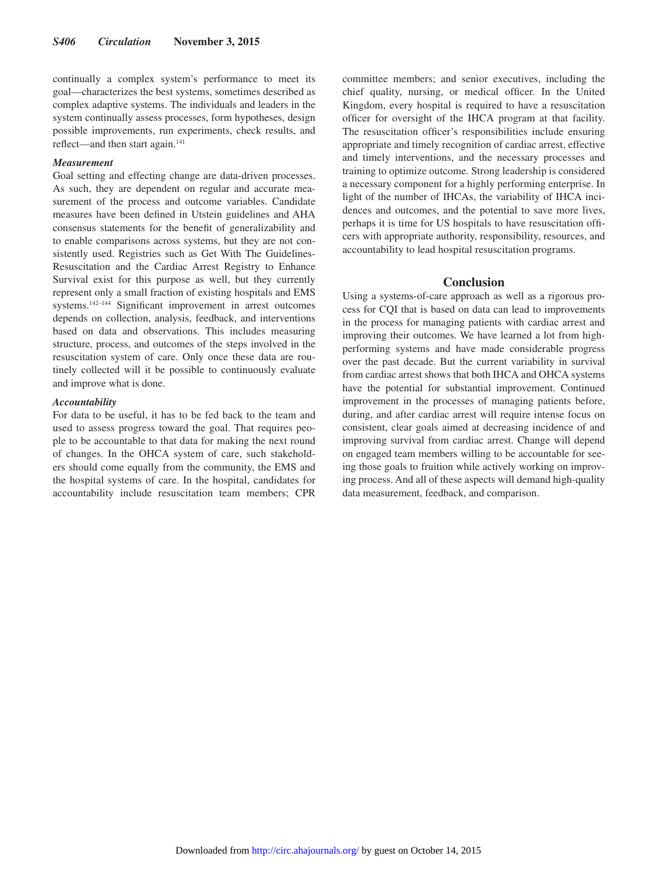continually a complex system's performance to meet its goal—characterizes the best systems, sometimes described as complex adaptive systems. The individuals and leaders in the system continually assess processes, form hypotheses, design possible improvements, run experiments, check results, and reflect—and then start again.[141]

### *Measurement*

Goal setting and effecting change are data-driven processes. As such, they are dependent on regular and accurate measurement of the process and outcome variables. Candidate measures have been defined in Utstein guidelines and AHA consensus statements for the benefit of generalizability and to enable comparisons across systems, but they are not consistently used. Registries such as Get With The Guidelines-Resuscitation and the Cardiac Arrest Registry to Enhance Survival exist for this purpose as well, but they currently represent only a small fraction of existing hospitals and EMS systems.[142–144] Significant improvement in arrest outcomes depends on collection, analysis, feedback, and interventions based on data and observations. This includes measuring structure, process, and outcomes of the steps involved in the resuscitation system of care. Only once these data are routinely collected will it be possible to continuously evaluate and improve what is done.

### *Accountability*

For data to be useful, it has to be fed back to the team and used to assess progress toward the goal. That requires people to be accountable to that data for making the next round of changes. In the OHCA system of care, such stakeholders should come equally from the community, the EMS and the hospital systems of care. In the hospital, candidates for accountability include resuscitation team members; CPR committee members; and senior executives, including the chief quality, nursing, or medical officer. In the United Kingdom, every hospital is required to have a resuscitation officer for oversight of the IHCA program at that facility. The resuscitation officer's responsibilities include ensuring appropriate and timely recognition of cardiac arrest, effective and timely interventions, and the necessary processes and training to optimize outcome. Strong leadership is considered a necessary component for a highly performing enterprise. In light of the number of IHCAs, the variability of IHCA incidences and outcomes, and the potential to save more lives, perhaps it is time for US hospitals to have resuscitation officers with appropriate authority, responsibility, resources, and accountability to lead hospital resuscitation programs.

## Conclusion

Using a systems-of-care approach as well as a rigorous process for CQI that is based on data can lead to improvements in the process for managing patients with cardiac arrest and improving their outcomes. We have learned a lot from high-performing systems and have made considerable progress over the past decade. But the current variability in survival from cardiac arrest shows that both IHCA and OHCA systems have the potential for substantial improvement. Continued improvement in the processes of managing patients before, during, and after cardiac arrest will require intense focus on consistent, clear goals aimed at decreasing incidence of and improving survival from cardiac arrest. Change will depend on engaged team members willing to be accountable for seeing those goals to fruition while actively working on improving process. And all of these aspects will demand high-quality data measurement, feedback, and comparison.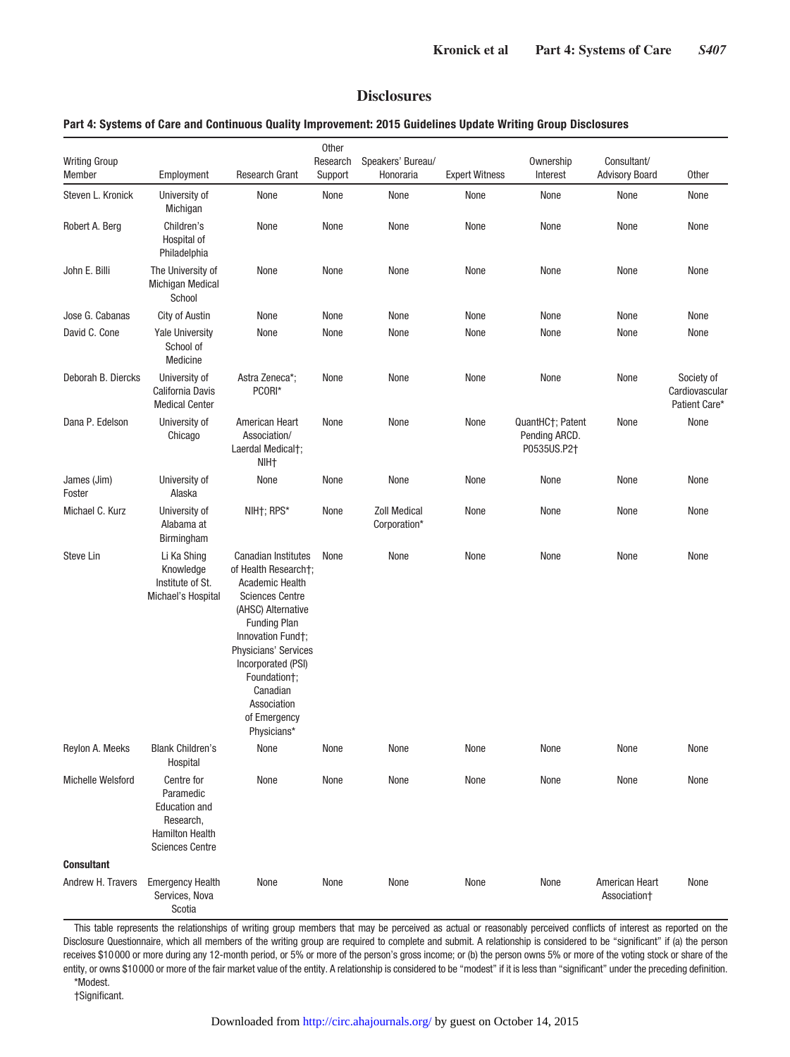## Disclosures

**Part 4: Systems of Care and Continuous Quality Improvement: 2015 Guidelines Update Writing Group Disclosures**

| Writing Group Member | Employment | Research Grant | Other Research Support | Speakers' Bureau/ Honoraria | Expert Witness | Ownership Interest | Consultant/ Advisory Board | Other |
|---|---|---|---|---|---|---|---|---|
| Steven L. Kronick | University of Michigan | None | None | None | None | None | None | None |
| Robert A. Berg | Children's Hospital of Philadelphia | None | None | None | None | None | None | None |
| John E. Billi | The University of Michigan Medical School | None | None | None | None | None | None | None |
| Jose G. Cabanas | City of Austin | None | None | None | None | None | None | None |
| David C. Cone | Yale University School of Medicine | None | None | None | None | None | None | None |
| Deborah B. Diercks | University of California Davis Medical Center | Astra Zeneca*; PCORI* | None | None | None | None | None | Society of Cardiovascular Patient Care* |
| Dana P. Edelson | University of Chicago | American Heart Association/ Laerdal Medical†; NIH† | None | None | None | QuantHC†; Patent Pending ARCD. P0535US.P2† | None | None |
| James (Jim) Foster | University of Alaska | None | None | None | None | None | None | None |
| Michael C. Kurz | University of Alabama at Birmingham | NIH†; RPS* | None | Zoll Medical Corporation* | None | None | None | None |
| Steve Lin | Li Ka Shing Knowledge Institute of St. Michael's Hospital | Canadian Institutes of Health Research†; Academic Health Sciences Centre (AHSC) Alternative Funding Plan Innovation Fund†; Physicians' Services Incorporated (PSI) Foundation†; Canadian Association of Emergency Physicians* | None | None | None | None | None | None |
| Reylon A. Meeks | Blank Children's Hospital | None | None | None | None | None | None | None |
| Michelle Welsford | Centre for Paramedic Education and Research, Hamilton Health Sciences Centre | None | None | None | None | None | None | None |
| **Consultant** | | | | | | | | |
| Andrew H. Travers | Emergency Health Services, Nova Scotia | None | None | None | None | None | American Heart Association† | None |

This table represents the relationships of writing group members that may be perceived as actual or reasonably perceived conflicts of interest as reported on the Disclosure Questionnaire, which all members of the writing group are required to complete and submit. A relationship is considered to be "significant" if (a) the person receives $10 000 or more during any 12-month period, or 5% or more of the person's gross income; or (b) the person owns 5% or more of the voting stock or share of the entity, or owns $10 000 or more of the fair market value of the entity. A relationship is considered to be "modest" if it is less than "significant" under the preceding definition.

*Modest.

†Significant.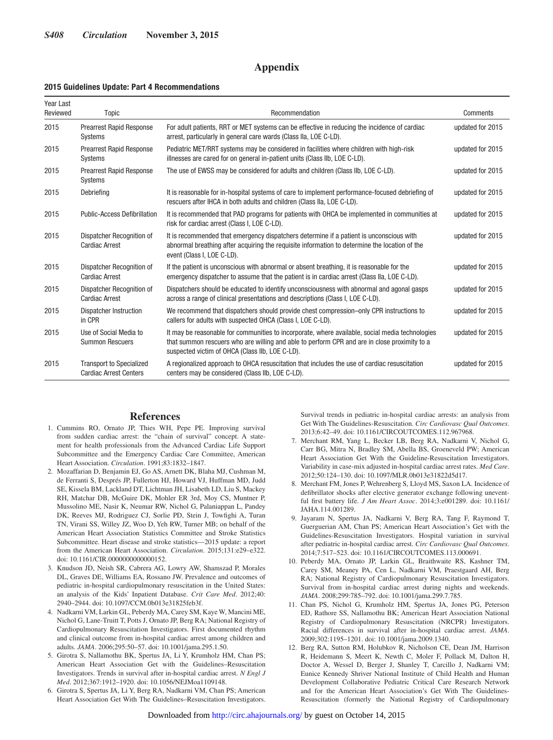# Appendix

**2015 Guidelines Update: Part 4 Recommendations**

| Year Last Reviewed | Topic | Recommendation | Comments |
|---|---|---|---|
| 2015 | Prearrest Rapid Response Systems | For adult patients, RRT or MET systems can be effective in reducing the incidence of cardiac arrest, particularly in general care wards (Class IIa, LOE C-LD). | updated for 2015 |
| 2015 | Prearrest Rapid Response Systems | Pediatric MET/RRT systems may be considered in facilities where children with high-risk illnesses are cared for on general in-patient units (Class IIb, LOE C-LD). | updated for 2015 |
| 2015 | Prearrest Rapid Response Systems | The use of EWSS may be considered for adults and children (Class IIb, LOE C-LD). | updated for 2015 |
| 2015 | Debriefing | It is reasonable for in-hospital systems of care to implement performance-focused debriefing of rescuers after IHCA in both adults and children (Class IIa, LOE C-LD). | updated for 2015 |
| 2015 | Public-Access Defibrillation | It is recommended that PAD programs for patients with OHCA be implemented in communities at risk for cardiac arrest (Class I, LOE C-LD). | updated for 2015 |
| 2015 | Dispatcher Recognition of Cardiac Arrest | It is recommended that emergency dispatchers determine if a patient is unconscious with abnormal breathing after acquiring the requisite information to determine the location of the event (Class I, LOE C-LD). | updated for 2015 |
| 2015 | Dispatcher Recognition of Cardiac Arrest | If the patient is unconscious with abnormal or absent breathing, it is reasonable for the emergency dispatcher to assume that the patient is in cardiac arrest (Class IIa, LOE C-LD). | updated for 2015 |
| 2015 | Dispatcher Recognition of Cardiac Arrest | Dispatchers should be educated to identify unconsciousness with abnormal and agonal gasps across a range of clinical presentations and descriptions (Class I, LOE C-LD). | updated for 2015 |
| 2015 | Dispatcher Instruction in CPR | We recommend that dispatchers should provide chest compression–only CPR instructions to callers for adults with suspected OHCA (Class I, LOE C-LD). | updated for 2015 |
| 2015 | Use of Social Media to Summon Rescuers | It may be reasonable for communities to incorporate, where available, social media technologies that summon rescuers who are willing and able to perform CPR and are in close proximity to a suspected victim of OHCA (Class IIb, LOE C-LD). | updated for 2015 |
| 2015 | Transport to Specialized Cardiac Arrest Centers | A regionalized approach to OHCA resuscitation that includes the use of cardiac resuscitation centers may be considered (Class IIb, LOE C-LD). | updated for 2015 |

## References

1. Cummins RO, Ornato JP, Thies WH, Pepe PE. Improving survival from sudden cardiac arrest: the "chain of survival" concept. A statement for health professionals from the Advanced Cardiac Life Support Subcommittee and the Emergency Cardiac Care Committee, American Heart Association. *Circulation*. 1991;83:1832–1847.
2. Mozaffarian D, Benjamin EJ, Go AS, Arnett DK, Blaha MJ, Cushman M, de Ferranti S, Després JP, Fullerton HJ, Howard VJ, Huffman MD, Judd SE, Kissela BM, Lackland DT, Lichtman JH, Lisabeth LD, Liu S, Mackey RH, Matchar DB, McGuire DK, Mohler ER 3rd, Moy CS, Muntner P, Mussolino ME, Nasir K, Neumar RW, Nichol G, Palaniappan L, Pandey DK, Reeves MJ, Rodriguez CJ, Sorlie PD, Stein J, Towfighi A, Turan TN, Virani SS, Willey JZ, Woo D, Yeh RW, Turner MB; on behalf of the American Heart Association Statistics Committee and Stroke Statistics Subcommittee. Heart disease and stroke statistics—2015 update: a report from the American Heart Association. *Circulation*. 2015;131:e29–e322. doi: 10.1161/CIR.0000000000000152.
3. Knudson JD, Neish SR, Cabrera AG, Lowry AW, Shamszad P, Morales DL, Graves DE, Williams EA, Rossano JW. Prevalence and outcomes of pediatric in-hospital cardiopulmonary resuscitation in the United States: an analysis of the Kids' Inpatient Database. *Crit Care Med*. 2012;40:2940–2944. doi: 10.1097/CCM.0b013e31825feb3f.
4. Nadkarni VM, Larkin GL, Peberdy MA, Carey SM, Kaye W, Mancini ME, Nichol G, Lane-Truitt T, Potts J, Ornato JP, Berg RA; National Registry of Cardiopulmonary Resuscitation Investigators. First documented rhythm and clinical outcome from in-hospital cardiac arrest among children and adults. *JAMA*. 2006;295:50–57. doi: 10.1001/jama.295.1.50.
5. Girotra S, Nallamothu BK, Spertus JA, Li Y, Krumholz HM, Chan PS; American Heart Association Get with the Guidelines–Resuscitation Investigators. Trends in survival after in-hospital cardiac arrest. *N Engl J Med*. 2012;367:1912–1920. doi: 10.1056/NEJMoa1109148.
6. Girotra S, Spertus JA, Li Y, Berg RA, Nadkarni VM, Chan PS; American Heart Association Get With The Guidelines–Resuscitation Investigators. Survival trends in pediatric in-hospital cardiac arrests: an analysis from Get With The Guidelines-Resuscitation. *Circ Cardiovasc Qual Outcomes*. 2013;6:42–49. doi: 10.1161/CIRCOUTCOMES.112.967968.
7. Merchant RM, Yang L, Becker LB, Berg RA, Nadkarni V, Nichol G, Carr BG, Mitra N, Bradley SM, Abella BS, Groeneveld PW; American Heart Association Get With the Guideline-Resuscitation Investigators. Variability in case-mix adjusted in-hospital cardiac arrest rates. *Med Care*. 2012;50:124–130. doi: 10.1097/MLR.0b013e31822d5d17.
8. Merchant FM, Jones P, Wehrenberg S, Lloyd MS, Saxon LA. Incidence of defibrillator shocks after elective generator exchange following uneventful first battery life. *J Am Heart Assoc*. 2014;3:e001289. doi: 10.1161/JAHA.114.001289.
9. Jayaram N, Spertus JA, Nadkarni V, Berg RA, Tang F, Raymond T, Guerguerian AM, Chan PS; American Heart Association's Get with the Guidelines-Resuscitation Investigators. Hospital variation in survival after pediatric in-hospital cardiac arrest. *Circ Cardiovasc Qual Outcomes*. 2014;7:517–523. doi: 10.1161/CIRCOUTCOMES.113.000691.
10. Peberdy MA, Ornato JP, Larkin GL, Braithwaite RS, Kashner TM, Carey SM, Meaney PA, Cen L, Nadkarni VM, Praestgaard AH, Berg RA; National Registry of Cardiopulmonary Resuscitation Investigators. Survival from in-hospital cardiac arrest during nights and weekends. *JAMA*. 2008;299:785–792. doi: 10.1001/jama.299.7.785.
11. Chan PS, Nichol G, Krumholz HM, Spertus JA, Jones PG, Peterson ED, Rathore SS, Nallamothu BK; American Heart Association National Registry of Cardiopulmonary Resuscitation (NRCPR) Investigators. Racial differences in survival after in-hospital cardiac arrest. *JAMA*. 2009;302:1195–1201. doi: 10.1001/jama.2009.1340.
12. Berg RA, Sutton RM, Holubkov R, Nicholson CE, Dean JM, Harrison R, Heidemann S, Meert K, Newth C, Moler F, Pollack M, Dalton H, Doctor A, Wessel D, Berger J, Shanley T, Carcillo J, Nadkarni VM; Eunice Kennedy Shriver National Institute of Child Health and Human Development Collaborative Pediatric Critical Care Research Network and for the American Heart Association's Get With The Guidelines-Resuscitation (formerly the National Registry of Cardiopulmonary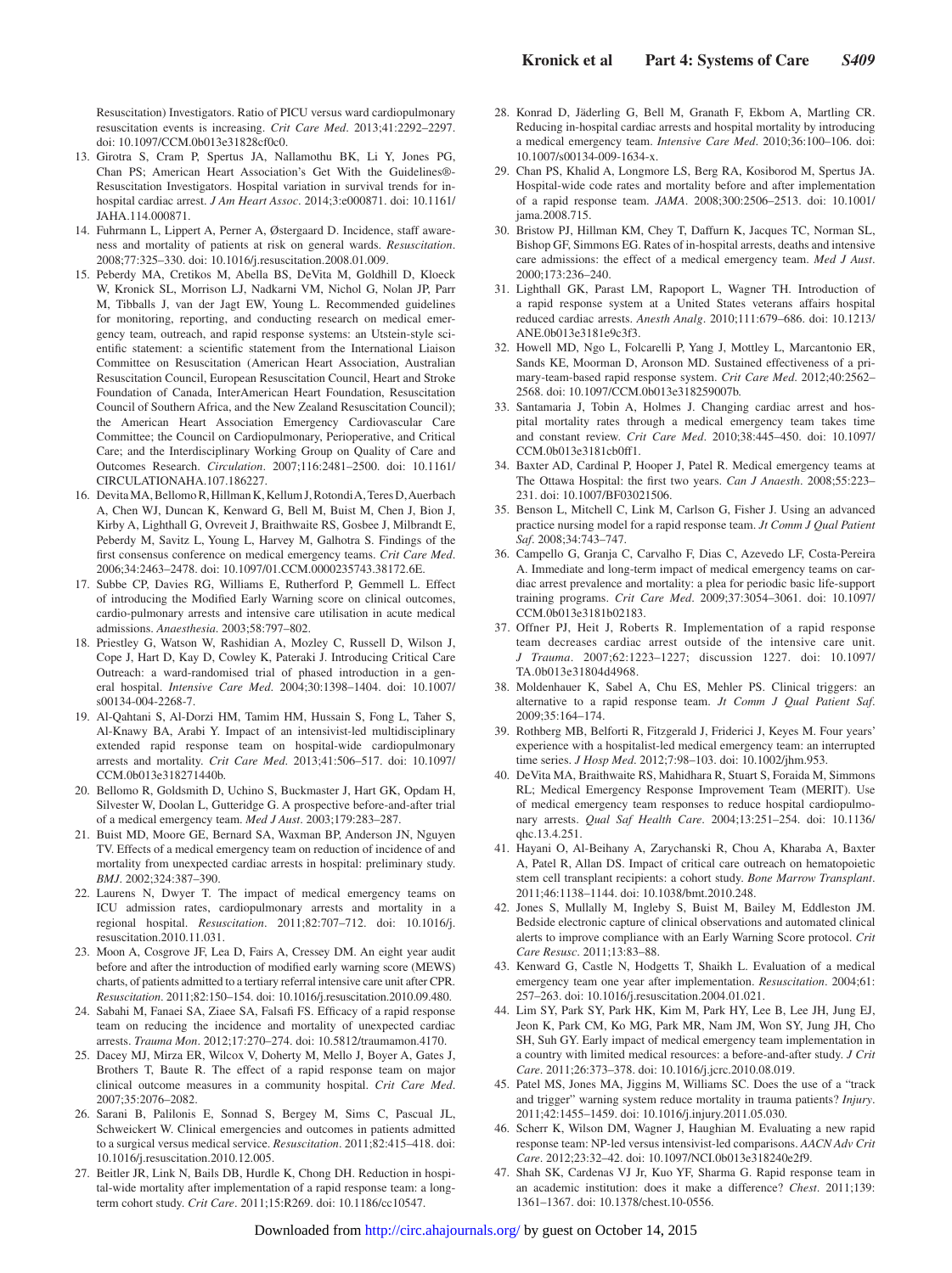Resuscitation) Investigators. Ratio of PICU versus ward cardiopulmonary resuscitation events is increasing. *Crit Care Med*. 2013;41:2292–2297. doi: 10.1097/CCM.0b013e31828cf0c0.

13. Girotra S, Cram P, Spertus JA, Nallamothu BK, Li Y, Jones PG, Chan PS; American Heart Association's Get With the Guidelines®-Resuscitation Investigators. Hospital variation in survival trends for in-hospital cardiac arrest. *J Am Heart Assoc*. 2014;3:e000871. doi: 10.1161/JAHA.114.000871.
14. Fuhrmann L, Lippert A, Perner A, Østergaard D. Incidence, staff awareness and mortality of patients at risk on general wards. *Resuscitation*. 2008;77:325–330. doi: 10.1016/j.resuscitation.2008.01.009.
15. Peberdy MA, Cretikos M, Abella BS, DeVita M, Goldhill D, Kloeck W, Kronick SL, Morrison LJ, Nadkarni VM, Nichol G, Nolan JP, Parr M, Tibballs J, van der Jagt EW, Young L. Recommended guidelines for monitoring, reporting, and conducting research on medical emergency team, outreach, and rapid response systems: an Utstein-style scientific statement: a scientific statement from the International Liaison Committee on Resuscitation (American Heart Association, Australian Resuscitation Council, European Resuscitation Council, Heart and Stroke Foundation of Canada, InterAmerican Heart Foundation, Resuscitation Council of Southern Africa, and the New Zealand Resuscitation Council); the American Heart Association Emergency Cardiovascular Care Committee; the Council on Cardiopulmonary, Perioperative, and Critical Care; and the Interdisciplinary Working Group on Quality of Care and Outcomes Research. *Circulation*. 2007;116:2481–2500. doi: 10.1161/CIRCULATIONAHA.107.186227.
16. Devita MA, Bellomo R, Hillman K, Kellum J, Rotondi A, Teres D, Auerbach A, Chen WJ, Duncan K, Kenward G, Bell M, Buist M, Chen J, Bion J, Kirby A, Lighthall G, Ovreveit J, Braithwaite RS, Gosbee J, Milbrandt E, Peberdy M, Savitz L, Young L, Harvey M, Galhotra S. Findings of the first consensus conference on medical emergency teams. *Crit Care Med*. 2006;34:2463–2478. doi: 10.1097/01.CCM.0000235743.38172.6E.
17. Subbe CP, Davies RG, Williams E, Rutherford P, Gemmell L. Effect of introducing the Modified Early Warning score on clinical outcomes, cardio-pulmonary arrests and intensive care utilisation in acute medical admissions. *Anaesthesia*. 2003;58:797–802.
18. Priestley G, Watson W, Rashidian A, Mozley C, Russell D, Wilson J, Cope J, Hart D, Kay D, Cowley K, Pateraki J. Introducing Critical Care Outreach: a ward-randomised trial of phased introduction in a general hospital. *Intensive Care Med*. 2004;30:1398–1404. doi: 10.1007/s00134-004-2268-7.
19. Al-Qahtani S, Al-Dorzi HM, Tamim HM, Hussain S, Fong L, Taher S, Al-Knawy BA, Arabi Y. Impact of an intensivist-led multidisciplinary extended rapid response team on hospital-wide cardiopulmonary arrests and mortality. *Crit Care Med*. 2013;41:506–517. doi: 10.1097/CCM.0b013e318271440b.
20. Bellomo R, Goldsmith D, Uchino S, Buckmaster J, Hart GK, Opdam H, Silvester W, Doolan L, Gutteridge G. A prospective before-and-after trial of a medical emergency team. *Med J Aust*. 2003;179:283–287.
21. Buist MD, Moore GE, Bernard SA, Waxman BP, Anderson JN, Nguyen TV. Effects of a medical emergency team on reduction of incidence of and mortality from unexpected cardiac arrests in hospital: preliminary study. *BMJ*. 2002;324:387–390.
22. Laurens N, Dwyer T. The impact of medical emergency teams on ICU admission rates, cardiopulmonary arrests and mortality in a regional hospital. *Resuscitation*. 2011;82:707–712. doi: 10.1016/j.resuscitation.2010.11.031.
23. Moon A, Cosgrove JF, Lea D, Fairs A, Cressey DM. An eight year audit before and after the introduction of modified early warning score (MEWS) charts, of patients admitted to a tertiary referral intensive care unit after CPR. *Resuscitation*. 2011;82:150–154. doi: 10.1016/j.resuscitation.2010.09.480.
24. Sabahi M, Fanaei SA, Ziaee SA, Falsafi FS. Efficacy of a rapid response team on reducing the incidence and mortality of unexpected cardiac arrests. *Trauma Mon*. 2012;17:270–274. doi: 10.5812/traumamon.4170.
25. Dacey MJ, Mirza ER, Wilcox V, Doherty M, Mello J, Boyer A, Gates J, Brothers T, Baute R. The effect of a rapid response team on major clinical outcome measures in a community hospital. *Crit Care Med*. 2007;35:2076–2082.
26. Sarani B, Palilonis E, Sonnad S, Bergey M, Sims C, Pascual JL, Schweickert W. Clinical emergencies and outcomes in patients admitted to a surgical versus medical service. *Resuscitation*. 2011;82:415–418. doi: 10.1016/j.resuscitation.2010.12.005.
27. Beitler JR, Link N, Bails DB, Hurdle K, Chong DH. Reduction in hospital-wide mortality after implementation of a rapid response team: a long-term cohort study. *Crit Care*. 2011;15:R269. doi: 10.1186/cc10547.
28. Konrad D, Jäderling G, Bell M, Granath F, Ekbom A, Martling CR. Reducing in-hospital cardiac arrests and hospital mortality by introducing a medical emergency team. *Intensive Care Med*. 2010;36:100–106. doi: 10.1007/s00134-009-1634-x.
29. Chan PS, Khalid A, Longmore LS, Berg RA, Kosiborod M, Spertus JA. Hospital-wide code rates and mortality before and after implementation of a rapid response team. *JAMA*. 2008;300:2506–2513. doi: 10.1001/jama.2008.715.
30. Bristow PJ, Hillman KM, Chey T, Daffurn K, Jacques TC, Norman SL, Bishop GF, Simmons EG. Rates of in-hospital arrests, deaths and intensive care admissions: the effect of a medical emergency team. *Med J Aust*. 2000;173:236–240.
31. Lighthall GK, Parast LM, Rapoport L, Wagner TH. Introduction of a rapid response system at a United States veterans affairs hospital reduced cardiac arrests. *Anesth Analg*. 2010;111:679–686. doi: 10.1213/ANE.0b013e3181e9c3f3.
32. Howell MD, Ngo L, Folcarelli P, Yang J, Mottley L, Marcantonio ER, Sands KE, Moorman D, Aronson MD. Sustained effectiveness of a primary-team-based rapid response system. *Crit Care Med*. 2012;40:2562–2568. doi: 10.1097/CCM.0b013e318259007b.
33. Santamaria J, Tobin A, Holmes J. Changing cardiac arrest and hospital mortality rates through a medical emergency team takes time and constant review. *Crit Care Med*. 2010;38:445–450. doi: 10.1097/CCM.0b013e3181cb0ff1.
34. Baxter AD, Cardinal P, Hooper J, Patel R. Medical emergency teams at The Ottawa Hospital: the first two years. *Can J Anaesth*. 2008;55:223–231. doi: 10.1007/BF03021506.
35. Benson L, Mitchell C, Link M, Carlson G, Fisher J. Using an advanced practice nursing model for a rapid response team. *Jt Comm J Qual Patient Saf*. 2008;34:743–747.
36. Campello G, Granja C, Carvalho F, Dias C, Azevedo LF, Costa-Pereira A. Immediate and long-term impact of medical emergency teams on cardiac arrest prevalence and mortality: a plea for periodic basic life-support training programs. *Crit Care Med*. 2009;37:3054–3061. doi: 10.1097/CCM.0b013e3181b02183.
37. Offner PJ, Heit J, Roberts R. Implementation of a rapid response team decreases cardiac arrest outside of the intensive care unit. *J Trauma*. 2007;62:1223–1227; discussion 1227. doi: 10.1097/TA.0b013e31804d4968.
38. Moldenhauer K, Sabel A, Chu ES, Mehler PS. Clinical triggers: an alternative to a rapid response team. *Jt Comm J Qual Patient Saf*. 2009;35:164–174.
39. Rothberg MB, Belforti R, Fitzgerald J, Friderici J, Keyes M. Four years' experience with a hospitalist-led medical emergency team: an interrupted time series. *J Hosp Med*. 2012;7:98–103. doi: 10.1002/jhm.953.
40. DeVita MA, Braithwaite RS, Mahidhara R, Stuart S, Foraida M, Simmons RL; Medical Emergency Response Improvement Team (MERIT). Use of medical emergency team responses to reduce hospital cardiopulmonary arrests. *Qual Saf Health Care*. 2004;13:251–254. doi: 10.1136/qhc.13.4.251.
41. Hayani O, Al-Beihany A, Zarychanski R, Chou A, Kharaba A, Baxter A, Patel R, Allan DS. Impact of critical care outreach on hematopoietic stem cell transplant recipients: a cohort study. *Bone Marrow Transplant*. 2011;46:1138–1144. doi: 10.1038/bmt.2010.248.
42. Jones S, Mullally M, Ingleby S, Buist M, Bailey M, Eddleston JM. Bedside electronic capture of clinical observations and automated clinical alerts to improve compliance with an Early Warning Score protocol. *Crit Care Resusc*. 2011;13:83–88.
43. Kenward G, Castle N, Hodgetts T, Shaikh L. Evaluation of a medical emergency team one year after implementation. *Resuscitation*. 2004;61:257–263. doi: 10.1016/j.resuscitation.2004.01.021.
44. Lim SY, Park SY, Park HK, Kim M, Park HY, Lee B, Lee JH, Jung EJ, Jeon K, Park CM, Ko MG, Park MR, Nam JM, Won SY, Jung JH, Cho SH, Suh GY. Early impact of medical emergency team implementation in a country with limited medical resources: a before-and-after study. *J Crit Care*. 2011;26:373–378. doi: 10.1016/j.jcrc.2010.08.019.
45. Patel MS, Jones MA, Jiggins M, Williams SC. Does the use of a "track and trigger" warning system reduce mortality in trauma patients? *Injury*. 2011;42:1455–1459. doi: 10.1016/j.injury.2011.05.030.
46. Scherr K, Wilson DM, Wagner J, Haughian M. Evaluating a new rapid response team: NP-led versus intensivist-led comparisons. *AACN Adv Crit Care*. 2012;23:32–42. doi: 10.1097/NCI.0b013e318240e2f9.
47. Shah SK, Cardenas VJ Jr, Kuo YF, Sharma G. Rapid response team in an academic institution: does it make a difference? *Chest*. 2011;139:1361–1367. doi: 10.1378/chest.10-0556.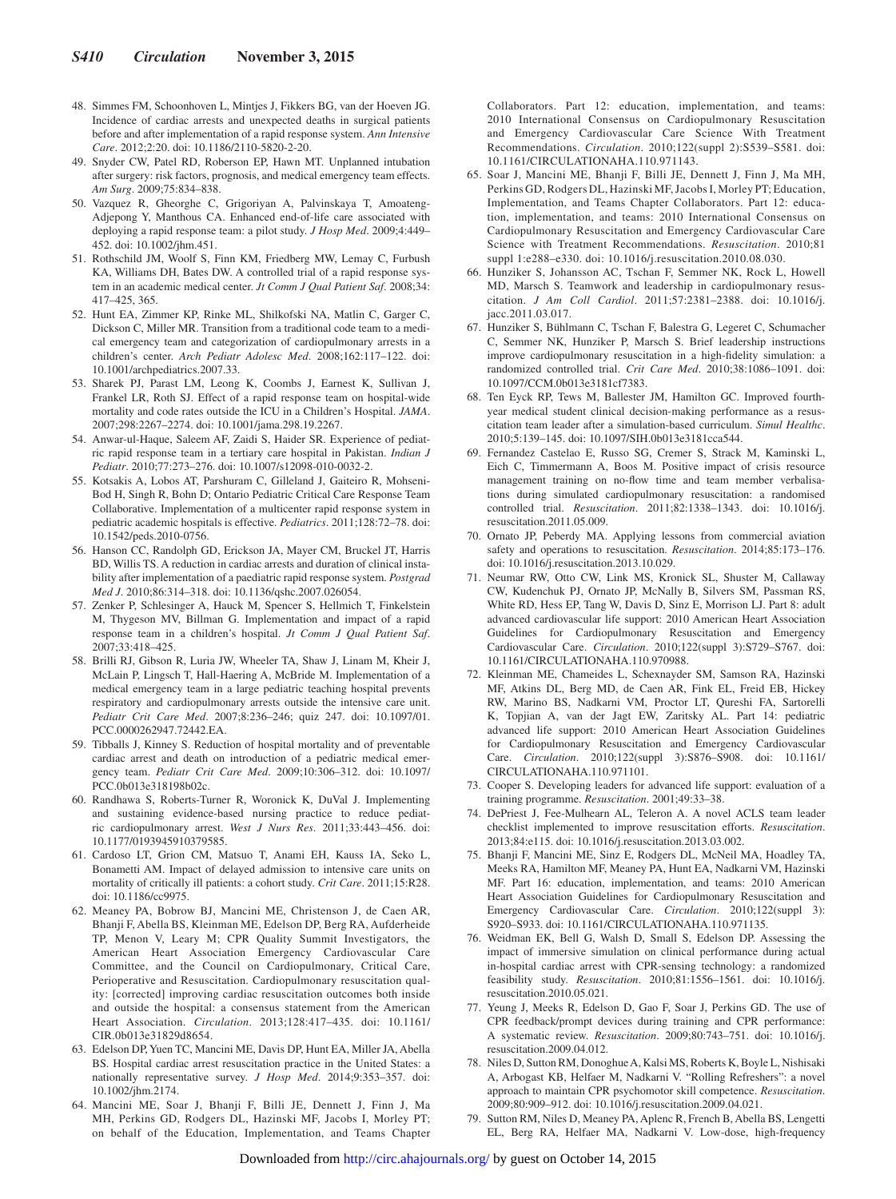48. Simmes FM, Schoonhoven L, Mintjes J, Fikkers BG, van der Hoeven JG. Incidence of cardiac arrests and unexpected deaths in surgical patients before and after implementation of a rapid response system. *Ann Intensive Care*. 2012;2:20. doi: 10.1186/2110-5820-2-20.
49. Snyder CW, Patel RD, Roberson EP, Hawn MT. Unplanned intubation after surgery: risk factors, prognosis, and medical emergency team effects. *Am Surg*. 2009;75:834–838.
50. Vazquez R, Gheorghe C, Grigoriyan A, Palvinskaya T, Amoateng-Adjepong Y, Manthous CA. Enhanced end-of-life care associated with deploying a rapid response team: a pilot study. *J Hosp Med*. 2009;4:449–452. doi: 10.1002/jhm.451.
51. Rothschild JM, Woolf S, Finn KM, Friedberg MW, Lemay C, Furbush KA, Williams DH, Bates DW. A controlled trial of a rapid response system in an academic medical center. *Jt Comm J Qual Patient Saf*. 2008;34:417–425, 365.
52. Hunt EA, Zimmer KP, Rinke ML, Shilkofski NA, Matlin C, Garger C, Dickson C, Miller MR. Transition from a traditional code team to a medical emergency team and categorization of cardiopulmonary arrests in a children's center. *Arch Pediatr Adolesc Med*. 2008;162:117–122. doi: 10.1001/archpediatrics.2007.33.
53. Sharek PJ, Parast LM, Leong K, Coombs J, Earnest K, Sullivan J, Frankel LR, Roth SJ. Effect of a rapid response team on hospital-wide mortality and code rates outside the ICU in a Children's Hospital. *JAMA*. 2007;298:2267–2274. doi: 10.1001/jama.298.19.2267.
54. Anwar-ul-Haque, Saleem AF, Zaidi S, Haider SR. Experience of pediatric rapid response team in a tertiary care hospital in Pakistan. *Indian J Pediatr*. 2010;77:273–276. doi: 10.1007/s12098-010-0032-2.
55. Kotsakis A, Lobos AT, Parshuram C, Gilleland J, Gaiteiro R, Mohseni-Bod H, Singh R, Bohn D; Ontario Pediatric Critical Care Response Team Collaborative. Implementation of a multicenter rapid response system in pediatric academic hospitals is effective. *Pediatrics*. 2011;128:72–78. doi: 10.1542/peds.2010-0756.
56. Hanson CC, Randolph GD, Erickson JA, Mayer CM, Bruckel JT, Harris BD, Willis TS. A reduction in cardiac arrests and duration of clinical instability after implementation of a paediatric rapid response system. *Postgrad Med J*. 2010;86:314–318. doi: 10.1136/qshc.2007.026054.
57. Zenker P, Schlesinger A, Hauck M, Spencer S, Hellmich T, Finkelstein M, Thygeson MV, Billman G. Implementation and impact of a rapid response team in a children's hospital. *Jt Comm J Qual Patient Saf*. 2007;33:418–425.
58. Brilli RJ, Gibson R, Luria JW, Wheeler TA, Shaw J, Linam M, Kheir J, McLain P, Lingsch T, Hall-Haering A, McBride M. Implementation of a medical emergency team in a large pediatric teaching hospital prevents respiratory and cardiopulmonary arrests outside the intensive care unit. *Pediatr Crit Care Med*. 2007;8:236–246; quiz 247. doi: 10.1097/01.PCC.0000262947.72442.EA.
59. Tibballs J, Kinney S. Reduction of hospital mortality and of preventable cardiac arrest and death on introduction of a pediatric medical emergency team. *Pediatr Crit Care Med*. 2009;10:306–312. doi: 10.1097/PCC.0b013e318198b02c.
60. Randhawa S, Roberts-Turner R, Woronick K, DuVal J. Implementing and sustaining evidence-based nursing practice to reduce pediatric cardiopulmonary arrest. *West J Nurs Res*. 2011;33:443–456. doi: 10.1177/0193945910379585.
61. Cardoso LT, Grion CM, Matsuo T, Anami EH, Kauss IA, Seko L, Bonametti AM. Impact of delayed admission to intensive care units on mortality of critically ill patients: a cohort study. *Crit Care*. 2011;15:R28. doi: 10.1186/cc9975.
62. Meaney PA, Bobrow BJ, Mancini ME, Christenson J, de Caen AR, Bhanji F, Abella BS, Kleinman ME, Edelson DP, Berg RA, Aufderheide TP, Menon V, Leary M; CPR Quality Summit Investigators, the American Heart Association Emergency Cardiovascular Care Committee, and the Council on Cardiopulmonary, Critical Care, Perioperative and Resuscitation. Cardiopulmonary resuscitation quality: [corrected] improving cardiac resuscitation outcomes both inside and outside the hospital: a consensus statement from the American Heart Association. *Circulation*. 2013;128:417–435. doi: 10.1161/CIR.0b013e31829d8654.
63. Edelson DP, Yuen TC, Mancini ME, Davis DP, Hunt EA, Miller JA, Abella BS. Hospital cardiac arrest resuscitation practice in the United States: a nationally representative survey. *J Hosp Med*. 2014;9:353–357. doi: 10.1002/jhm.2174.
64. Mancini ME, Soar J, Bhanji F, Billi JE, Dennett J, Finn J, Ma MH, Perkins GD, Rodgers DL, Hazinski MF, Jacobs I, Morley PT; on behalf of the Education, Implementation, and Teams Chapter Collaborators. Part 12: education, implementation, and teams: 2010 International Consensus on Cardiopulmonary Resuscitation and Emergency Cardiovascular Care Science With Treatment Recommendations. *Circulation*. 2010;122(suppl 2):S539–S581. doi: 10.1161/CIRCULATIONAHA.110.971143.
65. Soar J, Mancini ME, Bhanji F, Billi JE, Dennett J, Finn J, Ma MH, Perkins GD, Rodgers DL, Hazinski MF, Jacobs I, Morley PT; Education, Implementation, and Teams Chapter Collaborators. Part 12: education, implementation, and teams: 2010 International Consensus on Cardiopulmonary Resuscitation and Emergency Cardiovascular Care Science with Treatment Recommendations. *Resuscitation*. 2010;81 suppl 1:e288–e330. doi: 10.1016/j.resuscitation.2010.08.030.
66. Hunziker S, Johansson AC, Tschan F, Semmer NK, Rock L, Howell MD, Marsch S. Teamwork and leadership in cardiopulmonary resuscitation. *J Am Coll Cardiol*. 2011;57:2381–2388. doi: 10.1016/j.jacc.2011.03.017.
67. Hunziker S, Bühlmann C, Tschan F, Balestra G, Legeret C, Schumacher C, Semmer NK, Hunziker P, Marsch S. Brief leadership instructions improve cardiopulmonary resuscitation in a high-fidelity simulation: a randomized controlled trial. *Crit Care Med*. 2010;38:1086–1091. doi: 10.1097/CCM.0b013e3181cf7383.
68. Ten Eyck RP, Tews M, Ballester JM, Hamilton GC. Improved fourth-year medical student clinical decision-making performance as a resuscitation team leader after a simulation-based curriculum. *Simul Healthc*. 2010;5:139–145. doi: 10.1097/SIH.0b013e3181cca544.
69. Fernandez Castelao E, Russo SG, Cremer S, Strack M, Kaminski L, Eich C, Timmermann A, Boos M. Positive impact of crisis resource management training on no-flow time and team member verbalisations during simulated cardiopulmonary resuscitation: a randomised controlled trial. *Resuscitation*. 2011;82:1338–1343. doi: 10.1016/j.resuscitation.2011.05.009.
70. Ornato JP, Peberdy MA. Applying lessons from commercial aviation safety and operations to resuscitation. *Resuscitation*. 2014;85:173–176. doi: 10.1016/j.resuscitation.2013.10.029.
71. Neumar RW, Otto CW, Link MS, Kronick SL, Shuster M, Callaway CW, Kudenchuk PJ, Ornato JP, McNally B, Silvers SM, Passman RS, White RD, Hess EP, Tang W, Davis D, Sinz E, Morrison LJ. Part 8: adult advanced cardiovascular life support: 2010 American Heart Association Guidelines for Cardiopulmonary Resuscitation and Emergency Cardiovascular Care. *Circulation*. 2010;122(suppl 3):S729–S767. doi: 10.1161/CIRCULATIONAHA.110.970988.
72. Kleinman ME, Chameides L, Schexnayder SM, Samson RA, Hazinski MF, Atkins DL, Berg MD, de Caen AR, Fink EL, Freid EB, Hickey RW, Marino BS, Nadkarni VM, Proctor LT, Qureshi FA, Sartorelli K, Topjian A, van der Jagt EW, Zaritsky AL. Part 14: pediatric advanced life support: 2010 American Heart Association Guidelines for Cardiopulmonary Resuscitation and Emergency Cardiovascular Care. *Circulation*. 2010;122(suppl 3):S876–S908. doi: 10.1161/CIRCULATIONAHA.110.971101.
73. Cooper S. Developing leaders for advanced life support: evaluation of a training programme. *Resuscitation*. 2001;49:33–38.
74. DePriest J, Fee-Mulhearn AL, Teleron A. A novel ACLS team leader checklist implemented to improve resuscitation efforts. *Resuscitation*. 2013;84:e115. doi: 10.1016/j.resuscitation.2013.03.002.
75. Bhanji F, Mancini ME, Sinz E, Rodgers DL, McNeil MA, Hoadley TA, Meeks RA, Hamilton MF, Meaney PA, Hunt EA, Nadkarni VM, Hazinski MF. Part 16: education, implementation, and teams: 2010 American Heart Association Guidelines for Cardiopulmonary Resuscitation and Emergency Cardiovascular Care. *Circulation*. 2010;122(suppl 3):S920–S933. doi: 10.1161/CIRCULATIONAHA.110.971135.
76. Weidman EK, Bell G, Walsh D, Small S, Edelson DP. Assessing the impact of immersive simulation on clinical performance during actual in-hospital cardiac arrest with CPR-sensing technology: a randomized feasibility study. *Resuscitation*. 2010;81:1556–1561. doi: 10.1016/j.resuscitation.2010.05.021.
77. Yeung J, Meeks R, Edelson D, Gao F, Soar J, Perkins GD. The use of CPR feedback/prompt devices during training and CPR performance: A systematic review. *Resuscitation*. 2009;80:743–751. doi: 10.1016/j.resuscitation.2009.04.012.
78. Niles D, Sutton RM, Donoghue A, Kalsi MS, Roberts K, Boyle L, Nishisaki A, Arbogast KB, Helfaer M, Nadkarni V. "Rolling Refreshers": a novel approach to maintain CPR psychomotor skill competence. *Resuscitation*. 2009;80:909–912. doi: 10.1016/j.resuscitation.2009.04.021.
79. Sutton RM, Niles D, Meaney PA, Aplenc R, French B, Abella BS, Lengetti EL, Berg RA, Helfaer MA, Nadkarni V. Low-dose, high-frequency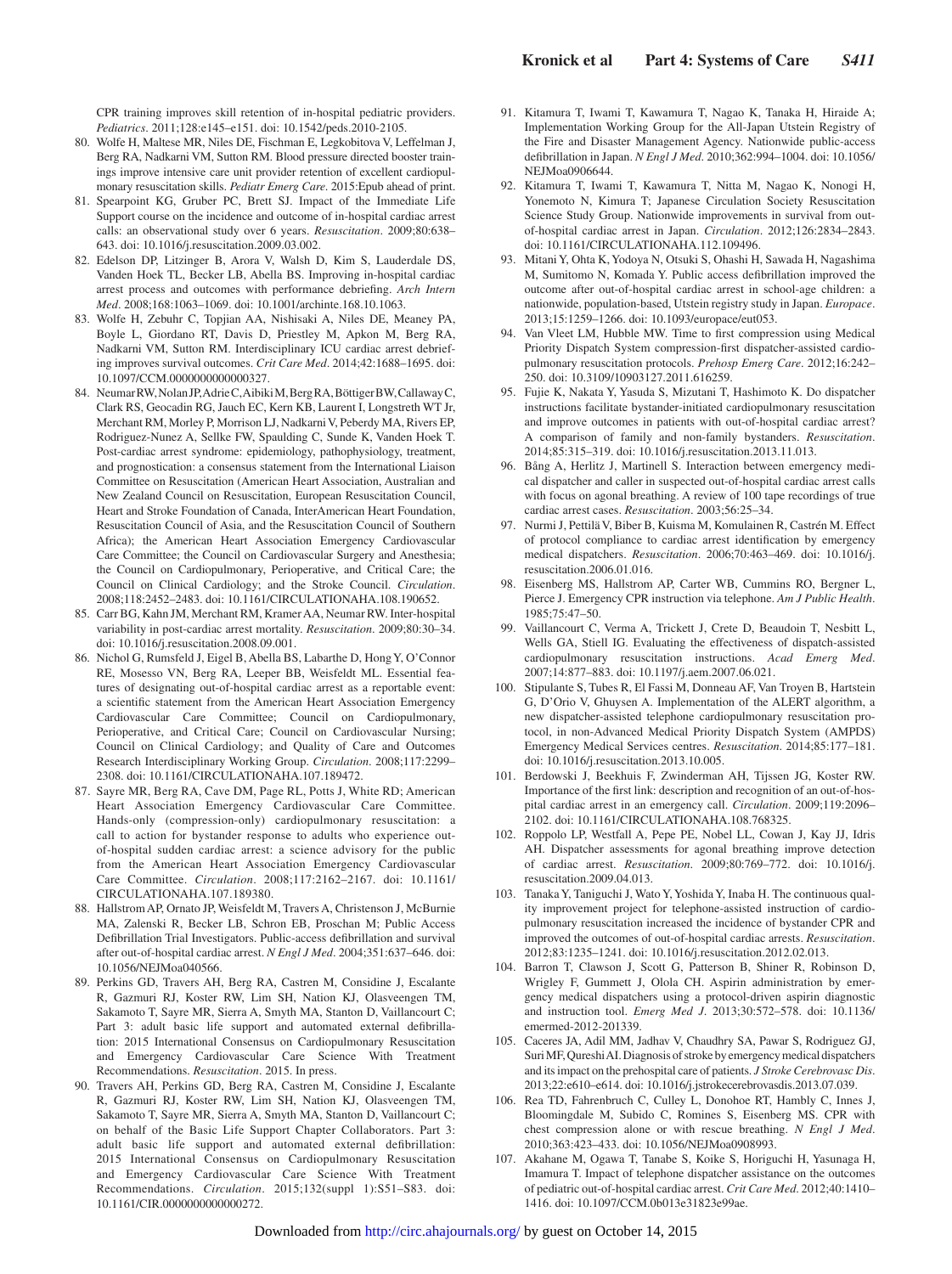CPR training improves skill retention of in-hospital pediatric providers. *Pediatrics*. 2011;128:e145–e151. doi: 10.1542/peds.2010-2105.

80. Wolfe H, Maltese MR, Niles DE, Fischman E, Legkobitova V, Leffelman J, Berg RA, Nadkarni VM, Sutton RM. Blood pressure directed booster trainings improve intensive care unit provider retention of excellent cardiopulmonary resuscitation skills. *Pediatr Emerg Care*. 2015:Epub ahead of print.
81. Spearpoint KG, Gruber PC, Brett SJ. Impact of the Immediate Life Support course on the incidence and outcome of in-hospital cardiac arrest calls: an observational study over 6 years. *Resuscitation*. 2009;80:638–643. doi: 10.1016/j.resuscitation.2009.03.002.
82. Edelson DP, Litzinger B, Arora V, Walsh D, Kim S, Lauderdale DS, Vanden Hoek TL, Becker LB, Abella BS. Improving in-hospital cardiac arrest process and outcomes with performance debriefing. *Arch Intern Med*. 2008;168:1063–1069. doi: 10.1001/archinte.168.10.1063.
83. Wolfe H, Zebuhr C, Topjian AA, Nishisaki A, Niles DE, Meaney PA, Boyle L, Giordano RT, Davis D, Priestley M, Apkon M, Berg RA, Nadkarni VM, Sutton RM. Interdisciplinary ICU cardiac arrest debriefing improves survival outcomes. *Crit Care Med*. 2014;42:1688–1695. doi: 10.1097/CCM.0000000000000327.
84. Neumar RW, Nolan JP, Adrie C, Aibiki M, Berg RA, Böttiger BW, Callaway C, Clark RS, Geocadin RG, Jauch EC, Kern KB, Laurent I, Longstreth WT Jr, Merchant RM, Morley P, Morrison LJ, Nadkarni V, Peberdy MA, Rivers EP, Rodriguez-Nunez A, Sellke FW, Spaulding C, Sunde K, Vanden Hoek T. Post-cardiac arrest syndrome: epidemiology, pathophysiology, treatment, and prognostication: a consensus statement from the International Liaison Committee on Resuscitation (American Heart Association, Australian and New Zealand Council on Resuscitation, European Resuscitation Council, Heart and Stroke Foundation of Canada, InterAmerican Heart Foundation, Resuscitation Council of Asia, and the Resuscitation Council of Southern Africa); the American Heart Association Emergency Cardiovascular Care Committee; the Council on Cardiovascular Surgery and Anesthesia; the Council on Cardiopulmonary, Perioperative, and Critical Care; the Council on Clinical Cardiology; and the Stroke Council. *Circulation*. 2008;118:2452–2483. doi: 10.1161/CIRCULATIONAHA.108.190652.
85. Carr BG, Kahn JM, Merchant RM, Kramer AA, Neumar RW. Inter-hospital variability in post-cardiac arrest mortality. *Resuscitation*. 2009;80:30–34. doi: 10.1016/j.resuscitation.2008.09.001.
86. Nichol G, Rumsfeld J, Eigel B, Abella BS, Labarthe D, Hong Y, O'Connor RE, Mosesso VN, Berg RA, Leeper BB, Weisfeldt ML. Essential features of designating out-of-hospital cardiac arrest as a reportable event: a scientific statement from the American Heart Association Emergency Cardiovascular Care Committee; Council on Cardiopulmonary, Perioperative, and Critical Care; Council on Cardiovascular Nursing; Council on Clinical Cardiology; and Quality of Care and Outcomes Research Interdisciplinary Working Group. *Circulation*. 2008;117:2299–2308. doi: 10.1161/CIRCULATIONAHA.107.189472.
87. Sayre MR, Berg RA, Cave DM, Page RL, Potts J, White RD; American Heart Association Emergency Cardiovascular Care Committee. Hands-only (compression-only) cardiopulmonary resuscitation: a call to action for bystander response to adults who experience out-of-hospital sudden cardiac arrest: a science advisory for the public from the American Heart Association Emergency Cardiovascular Care Committee. *Circulation*. 2008;117:2162–2167. doi: 10.1161/CIRCULATIONAHA.107.189380.
88. Hallstrom AP, Ornato JP, Weisfeldt M, Travers A, Christenson J, McBurnie MA, Zalenski R, Becker LB, Schron EB, Proschan M; Public Access Defibrillation Trial Investigators. Public-access defibrillation and survival after out-of-hospital cardiac arrest. *N Engl J Med*. 2004;351:637–646. doi: 10.1056/NEJMoa040566.
89. Perkins GD, Travers AH, Berg RA, Castren M, Considine J, Escalante R, Gazmuri RJ, Koster RW, Lim SH, Nation KJ, Olasveengen TM, Sakamoto T, Sayre MR, Sierra A, Smyth MA, Stanton D, Vaillancourt C; Part 3: adult basic life support and automated external defibrillation: 2015 International Consensus on Cardiopulmonary Resuscitation and Emergency Cardiovascular Care Science With Treatment Recommendations. *Resuscitation*. 2015. In press.
90. Travers AH, Perkins GD, Berg RA, Castren M, Considine J, Escalante R, Gazmuri RJ, Koster RW, Lim SH, Nation KJ, Olasveengen TM, Sakamoto T, Sayre MR, Sierra A, Smyth MA, Stanton D, Vaillancourt C; on behalf of the Basic Life Support Chapter Collaborators. Part 3: adult basic life support and automated external defibrillation: 2015 International Consensus on Cardiopulmonary Resuscitation and Emergency Cardiovascular Care Science With Treatment Recommendations. *Circulation*. 2015;132(suppl 1):S51–S83. doi: 10.1161/CIR.0000000000000272.
91. Kitamura T, Iwami T, Kawamura T, Nagao K, Tanaka H, Hiraide A; Implementation Working Group for the All-Japan Utstein Registry of the Fire and Disaster Management Agency. Nationwide public-access defibrillation in Japan. *N Engl J Med*. 2010;362:994–1004. doi: 10.1056/NEJMoa0906644.
92. Kitamura T, Iwami T, Kawamura T, Nitta M, Nagao K, Nonogi H, Yonemoto N, Kimura T; Japanese Circulation Society Resuscitation Science Study Group. Nationwide improvements in survival from out-of-hospital cardiac arrest in Japan. *Circulation*. 2012;126:2834–2843. doi: 10.1161/CIRCULATIONAHA.112.109496.
93. Mitani Y, Ohta K, Yodoya N, Otsuki S, Ohashi H, Sawada H, Nagashima M, Sumitomo N, Komada Y. Public access defibrillation improved the outcome after out-of-hospital cardiac arrest in school-age children: a nationwide, population-based, Utstein registry study in Japan. *Europace*. 2013;15:1259–1266. doi: 10.1093/europace/eut053.
94. Van Vleet LM, Hubble MW. Time to first compression using Medical Priority Dispatch System compression-first dispatcher-assisted cardiopulmonary resuscitation protocols. *Prehosp Emerg Care*. 2012;16:242–250. doi: 10.3109/10903127.2011.616259.
95. Fujie K, Nakata Y, Yasuda S, Mizutani T, Hashimoto K. Do dispatcher instructions facilitate bystander-initiated cardiopulmonary resuscitation and improve outcomes in patients with out-of-hospital cardiac arrest? A comparison of family and non-family bystanders. *Resuscitation*. 2014;85:315–319. doi: 10.1016/j.resuscitation.2013.11.013.
96. Bång A, Herlitz J, Martinell S. Interaction between emergency medical dispatcher and caller in suspected out-of-hospital cardiac arrest calls with focus on agonal breathing. A review of 100 tape recordings of true cardiac arrest cases. *Resuscitation*. 2003;56:25–34.
97. Nurmi J, Pettilä V, Biber B, Kuisma M, Komulainen R, Castrén M. Effect of protocol compliance to cardiac arrest identification by emergency medical dispatchers. *Resuscitation*. 2006;70:463–469. doi: 10.1016/j.resuscitation.2006.01.016.
98. Eisenberg MS, Hallstrom AP, Carter WB, Cummins RO, Bergner L, Pierce J. Emergency CPR instruction via telephone. *Am J Public Health*. 1985;75:47–50.
99. Vaillancourt C, Verma A, Trickett J, Crete D, Beaudoin T, Nesbitt L, Wells GA, Stiell IG. Evaluating the effectiveness of dispatch-assisted cardiopulmonary resuscitation instructions. *Acad Emerg Med*. 2007;14:877–883. doi: 10.1197/j.aem.2007.06.021.
100. Stipulante S, Tubes R, El Fassi M, Donneau AF, Van Troyen B, Hartstein G, D'Orio V, Ghuysen A. Implementation of the ALERT algorithm, a new dispatcher-assisted telephone cardiopulmonary resuscitation protocol, in non-Advanced Medical Priority Dispatch System (AMPDS) Emergency Medical Services centres. *Resuscitation*. 2014;85:177–181. doi: 10.1016/j.resuscitation.2013.10.005.
101. Berdowski J, Beekhuis F, Zwinderman AH, Tijssen JG, Koster RW. Importance of the first link: description and recognition of an out-of-hospital cardiac arrest in an emergency call. *Circulation*. 2009;119:2096–2102. doi: 10.1161/CIRCULATIONAHA.108.768325.
102. Roppolo LP, Westfall A, Pepe PE, Nobel LL, Cowan J, Kay JJ, Idris AH. Dispatcher assessments for agonal breathing improve detection of cardiac arrest. *Resuscitation*. 2009;80:769–772. doi: 10.1016/j.resuscitation.2009.04.013.
103. Tanaka Y, Taniguchi J, Wato Y, Yoshida Y, Inaba H. The continuous quality improvement project for telephone-assisted instruction of cardiopulmonary resuscitation increased the incidence of bystander CPR and improved the outcomes of out-of-hospital cardiac arrests. *Resuscitation*. 2012;83:1235–1241. doi: 10.1016/j.resuscitation.2012.02.013.
104. Barron T, Clawson J, Scott G, Patterson B, Shiner R, Robinson D, Wrigley F, Gummett J, Olola CH. Aspirin administration by emergency medical dispatchers using a protocol-driven aspirin diagnostic and instruction tool. *Emerg Med J*. 2013;30:572–578. doi: 10.1136/emermed-2012-201339.
105. Caceres JA, Adil MM, Jadhav V, Chaudhry SA, Pawar S, Rodriguez GJ, Suri MF, Qureshi AI. Diagnosis of stroke by emergency medical dispatchers and its impact on the prehospital care of patients. *J Stroke Cerebrovasc Dis*. 2013;22:e610–e614. doi: 10.1016/j.jstrokecerebrovasdis.2013.07.039.
106. Rea TD, Fahrenbruch C, Culley L, Donohoe RT, Hambly C, Innes J, Bloomingdale M, Subido C, Romines S, Eisenberg MS. CPR with chest compression alone or with rescue breathing. *N Engl J Med*. 2010;363:423–433. doi: 10.1056/NEJMoa0908993.
107. Akahane M, Ogawa T, Tanabe S, Koike S, Horiguchi H, Yasunaga H, Imamura T. Impact of telephone dispatcher assistance on the outcomes of pediatric out-of-hospital cardiac arrest. *Crit Care Med*. 2012;40:1410–1416. doi: 10.1097/CCM.0b013e31823e99ae.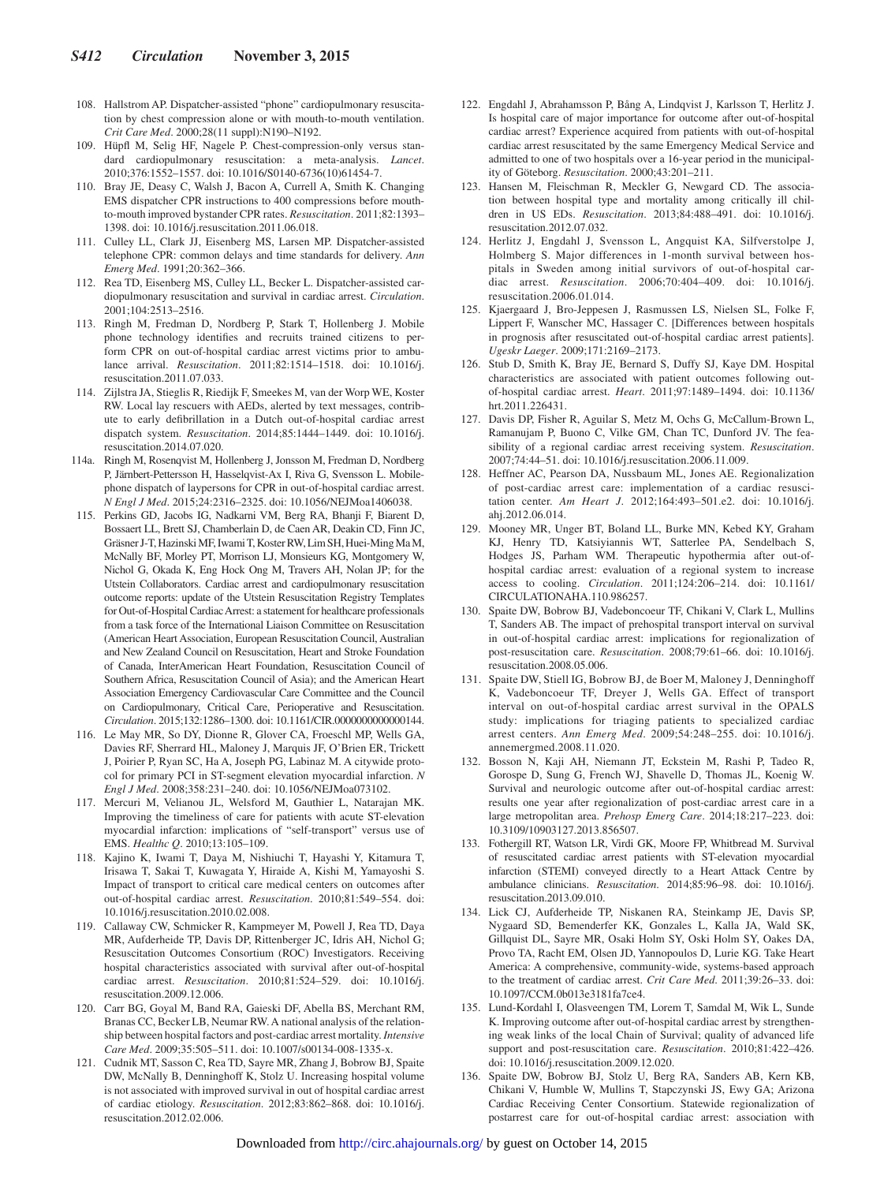108. Hallstrom AP. Dispatcher-assisted "phone" cardiopulmonary resuscitation by chest compression alone or with mouth-to-mouth ventilation. *Crit Care Med*. 2000;28(11 suppl):N190–N192.
109. Hüpfl M, Selig HF, Nagele P. Chest-compression-only versus standard cardiopulmonary resuscitation: a meta-analysis. *Lancet*. 2010;376:1552–1557. doi: 10.1016/S0140-6736(10)61454-7.
110. Bray JE, Deasy C, Walsh J, Bacon A, Currell A, Smith K. Changing EMS dispatcher CPR instructions to 400 compressions before mouth-to-mouth improved bystander CPR rates. *Resuscitation*. 2011;82:1393–1398. doi: 10.1016/j.resuscitation.2011.06.018.
111. Culley LL, Clark JJ, Eisenberg MS, Larsen MP. Dispatcher-assisted telephone CPR: common delays and time standards for delivery. *Ann Emerg Med*. 1991;20:362–366.
112. Rea TD, Eisenberg MS, Culley LL, Becker L. Dispatcher-assisted cardiopulmonary resuscitation and survival in cardiac arrest. *Circulation*. 2001;104:2513–2516.
113. Ringh M, Fredman D, Nordberg P, Stark T, Hollenberg J. Mobile phone technology identifies and recruits trained citizens to perform CPR on out-of-hospital cardiac arrest victims prior to ambulance arrival. *Resuscitation*. 2011;82:1514–1518. doi: 10.1016/j.resuscitation.2011.07.033.
114. Zijlstra JA, Stieglis R, Riedijk F, Smeekes M, van der Worp WE, Koster RW. Local lay rescuers with AEDs, alerted by text messages, contribute to early defibrillation in a Dutch out-of-hospital cardiac arrest dispatch system. *Resuscitation*. 2014;85:1444–1449. doi: 10.1016/j.resuscitation.2014.07.020.

114a. Ringh M, Rosenqvist M, Hollenberg J, Jonsson M, Fredman D, Nordberg P, Järnbert-Pettersson H, Hasselqvist-Ax I, Riva G, Svensson L. Mobile-phone dispatch of laypersons for CPR in out-of-hospital cardiac arrest. *N Engl J Med*. 2015;24:2316–2325. doi: 10.1056/NEJMoa1406038.

115. Perkins GD, Jacobs IG, Nadkarni VM, Berg RA, Bhanji F, Biarent D, Bossaert LL, Brett SJ, Chamberlain D, de Caen AR, Deakin CD, Finn JC, Gräsner J-T, Hazinski MF, Iwami T, Koster RW, Lim SH, Huei-Ming Ma M, McNally BF, Morley PT, Morrison LJ, Monsieurs KG, Montgomery W, Nichol G, Okada K, Eng Hock Ong M, Travers AH, Nolan JP; for the Utstein Collaborators. Cardiac arrest and cardiopulmonary resuscitation outcome reports: update of the Utstein Resuscitation Registry Templates for Out-of-Hospital Cardiac Arrest: a statement for healthcare professionals from a task force of the International Liaison Committee on Resuscitation (American Heart Association, European Resuscitation Council, Australian and New Zealand Council on Resuscitation, Heart and Stroke Foundation of Canada, InterAmerican Heart Foundation, Resuscitation Council of Southern Africa, Resuscitation Council of Asia); and the American Heart Association Emergency Cardiovascular Care Committee and the Council on Cardiopulmonary, Critical Care, Perioperative and Resuscitation. *Circulation*. 2015;132:1286–1300. doi: 10.1161/CIR.0000000000000144.
116. Le May MR, So DY, Dionne R, Glover CA, Froeschl MP, Wells GA, Davies RF, Sherrard HL, Maloney J, Marquis JF, O'Brien ER, Trickett J, Poirier P, Ryan SC, Ha A, Joseph PG, Labinaz M. A citywide protocol for primary PCI in ST-segment elevation myocardial infarction. *N Engl J Med*. 2008;358:231–240. doi: 10.1056/NEJMoa073102.
117. Mercuri M, Velianou JL, Welsford M, Gauthier L, Natarajan MK. Improving the timeliness of care for patients with acute ST-elevation myocardial infarction: implications of "self-transport" versus use of EMS. *Healthc Q*. 2010;13:105–109.
118. Kajino K, Iwami T, Daya M, Nishiuchi T, Hayashi Y, Kitamura T, Irisawa T, Sakai T, Kuwagata Y, Hiraide A, Kishi M, Yamayoshi S. Impact of transport to critical care medical centers on outcomes after out-of-hospital cardiac arrest. *Resuscitation*. 2010;81:549–554. doi: 10.1016/j.resuscitation.2010.02.008.
119. Callaway CW, Schmicker R, Kampmeyer M, Powell J, Rea TD, Daya MR, Aufderheide TP, Davis DP, Rittenberger JC, Idris AH, Nichol G; Resuscitation Outcomes Consortium (ROC) Investigators. Receiving hospital characteristics associated with survival after out-of-hospital cardiac arrest. *Resuscitation*. 2010;81:524–529. doi: 10.1016/j.resuscitation.2009.12.006.
120. Carr BG, Goyal M, Band RA, Gaieski DF, Abella BS, Merchant RM, Branas CC, Becker LB, Neumar RW. A national analysis of the relationship between hospital factors and post-cardiac arrest mortality. *Intensive Care Med*. 2009;35:505–511. doi: 10.1007/s00134-008-1335-x.
121. Cudnik MT, Sasson C, Rea TD, Sayre MR, Zhang J, Bobrow BJ, Spaite DW, McNally B, Denninghoff K, Stolz U. Increasing hospital volume is not associated with improved survival in out of hospital cardiac arrest of cardiac etiology. *Resuscitation*. 2012;83:862–868. doi: 10.1016/j.resuscitation.2012.02.006.
122. Engdahl J, Abrahamsson P, Bång A, Lindqvist J, Karlsson T, Herlitz J. Is hospital care of major importance for outcome after out-of-hospital cardiac arrest? Experience acquired from patients with out-of-hospital cardiac arrest resuscitated by the same Emergency Medical Service and admitted to one of two hospitals over a 16-year period in the municipality of Göteborg. *Resuscitation*. 2000;43:201–211.
123. Hansen M, Fleischman R, Meckler G, Newgard CD. The association between hospital type and mortality among critically ill children in US EDs. *Resuscitation*. 2013;84:488–491. doi: 10.1016/j.resuscitation.2012.07.032.
124. Herlitz J, Engdahl J, Svensson L, Angquist KA, Silfverstolpe J, Holmberg S. Major differences in 1-month survival between hospitals in Sweden among initial survivors of out-of-hospital cardiac arrest. *Resuscitation*. 2006;70:404–409. doi: 10.1016/j.resuscitation.2006.01.014.
125. Kjaergaard J, Bro-Jeppesen J, Rasmussen LS, Nielsen SL, Folke F, Lippert F, Wanscher MC, Hassager C. [Differences between hospitals in prognosis after resuscitated out-of-hospital cardiac arrest patients]. *Ugeskr Laeger*. 2009;171:2169–2173.
126. Stub D, Smith K, Bray JE, Bernard S, Duffy SJ, Kaye DM. Hospital characteristics are associated with patient outcomes following out-of-hospital cardiac arrest. *Heart*. 2011;97:1489–1494. doi: 10.1136/hrt.2011.226431.
127. Davis DP, Fisher R, Aguilar S, Metz M, Ochs G, McCallum-Brown L, Ramanujam P, Buono C, Vilke GM, Chan TC, Dunford JV. The feasibility of a regional cardiac arrest receiving system. *Resuscitation*. 2007;74:44–51. doi: 10.1016/j.resuscitation.2006.11.009.
128. Heffner AC, Pearson DA, Nussbaum ML, Jones AE. Regionalization of post-cardiac arrest care: implementation of a cardiac resuscitation center. *Am Heart J*. 2012;164:493–501.e2. doi: 10.1016/j.ahj.2012.06.014.
129. Mooney MR, Unger BT, Boland LL, Burke MN, Kebed KY, Graham KJ, Henry TD, Katsiyiannis WT, Satterlee PA, Sendelbach S, Hodges JS, Parham WM. Therapeutic hypothermia after out-of-hospital cardiac arrest: evaluation of a regional system to increase access to cooling. *Circulation*. 2011;124:206–214. doi: 10.1161/CIRCULATIONAHA.110.986257.
130. Spaite DW, Bobrow BJ, Vadeboncoeur TF, Chikani V, Clark L, Mullins T, Sanders AB. The impact of prehospital transport interval on survival in out-of-hospital cardiac arrest: implications for regionalization of post-resuscitation care. *Resuscitation*. 2008;79:61–66. doi: 10.1016/j.resuscitation.2008.05.006.
131. Spaite DW, Stiell IG, Bobrow BJ, de Boer M, Maloney J, Denninghoff K, Vadeboncoeur TF, Dreyer J, Wells GA. Effect of transport interval on out-of-hospital cardiac arrest survival in the OPALS study: implications for triaging patients to specialized cardiac arrest centers. *Ann Emerg Med*. 2009;54:248–255. doi: 10.1016/j.annemergmed.2008.11.020.
132. Bosson N, Kaji AH, Niemann JT, Eckstein M, Rashi P, Tadeo R, Gorospe D, Sung G, French WJ, Shavelle D, Thomas JL, Koenig W. Survival and neurologic outcome after out-of-hospital cardiac arrest: results one year after regionalization of post-cardiac arrest care in a large metropolitan area. *Prehosp Emerg Care*. 2014;18:217–223. doi: 10.3109/10903127.2013.856507.
133. Fothergill RT, Watson LR, Virdi GK, Moore FP, Whitbread M. Survival of resuscitated cardiac arrest patients with ST-elevation myocardial infarction (STEMI) conveyed directly to a Heart Attack Centre by ambulance clinicians. *Resuscitation*. 2014;85:96–98. doi: 10.1016/j.resuscitation.2013.09.010.
134. Lick CJ, Aufderheide TP, Niskanen RA, Steinkamp JE, Davis SP, Nygaard SD, Bemenderfer KK, Gonzales L, Kalla JA, Wald SK, Gillquist DL, Sayre MR, Osaki Holm SY, Oski Holm SY, Oakes DA, Provo TA, Racht EM, Olsen JD, Yannopoulos D, Lurie KG. Take Heart America: A comprehensive, community-wide, systems-based approach to the treatment of cardiac arrest. *Crit Care Med*. 2011;39:26–33. doi: 10.1097/CCM.0b013e3181fa7ce4.
135. Lund-Kordahl I, Olasveengen TM, Lorem T, Samdal M, Wik L, Sunde K. Improving outcome after out-of-hospital cardiac arrest by strengthening weak links of the local Chain of Survival; quality of advanced life support and post-resuscitation care. *Resuscitation*. 2010;81:422–426. doi: 10.1016/j.resuscitation.2009.12.020.
136. Spaite DW, Bobrow BJ, Stolz U, Berg RA, Sanders AB, Kern KB, Chikani V, Humble W, Mullins T, Stapczynski JS, Ewy GA; Arizona Cardiac Receiving Center Consortium. Statewide regionalization of postarrest care for out-of-hospital cardiac arrest: association with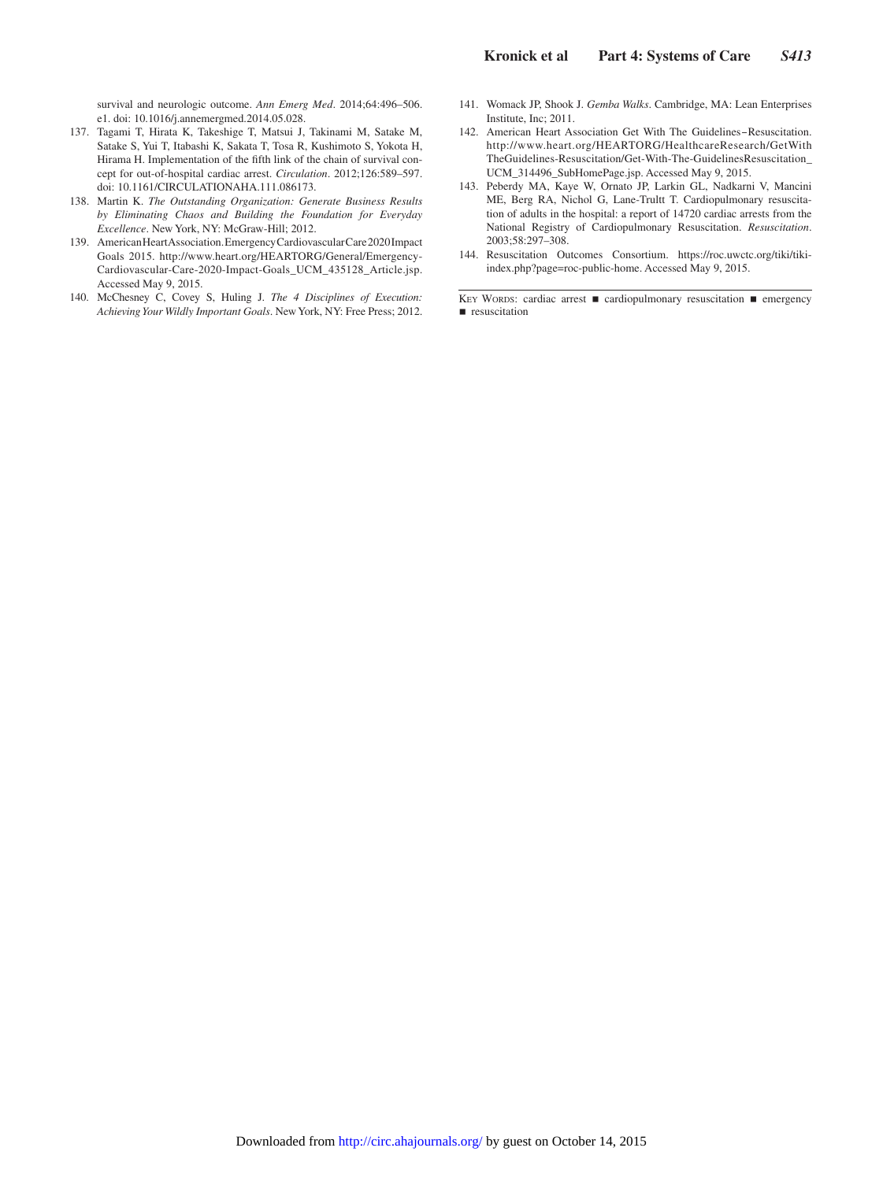survival and neurologic outcome. *Ann Emerg Med*. 2014;64:496–506.e1. doi: 10.1016/j.annemergmed.2014.05.028.

137. Tagami T, Hirata K, Takeshige T, Matsui J, Takinami M, Satake M, Satake S, Yui T, Itabashi K, Sakata T, Tosa R, Kushimoto S, Yokota H, Hirama H. Implementation of the fifth link of the chain of survival concept for out-of-hospital cardiac arrest. *Circulation*. 2012;126:589–597. doi: 10.1161/CIRCULATIONAHA.111.086173.
138. Martin K. *The Outstanding Organization: Generate Business Results by Eliminating Chaos and Building the Foundation for Everyday Excellence*. New York, NY: McGraw-Hill; 2012.
139. American Heart Association. Emergency Cardiovascular Care 2020 Impact Goals 2015. http://www.heart.org/HEARTORG/General/Emergency-Cardiovascular-Care-2020-Impact-Goals_UCM_435128_Article.jsp. Accessed May 9, 2015.
140. McChesney C, Covey S, Huling J. *The 4 Disciplines of Execution: Achieving Your Wildly Important Goals*. New York, NY: Free Press; 2012.
141. Womack JP, Shook J. *Gemba Walks*. Cambridge, MA: Lean Enterprises Institute, Inc; 2011.
142. American Heart Association Get With The Guidelines–Resuscitation. http://www.heart.org/HEARTORG/HealthcareResearch/GetWithTheGuidelines-Resuscitation/Get-With-The-GuidelinesResuscitation_UCM_314496_SubHomePage.jsp. Accessed May 9, 2015.
143. Peberdy MA, Kaye W, Ornato JP, Larkin GL, Nadkarni V, Mancini ME, Berg RA, Nichol G, Lane-Trultt T. Cardiopulmonary resuscitation of adults in the hospital: a report of 14720 cardiac arrests from the National Registry of Cardiopulmonary Resuscitation. *Resuscitation*. 2003;58:297–308.
144. Resuscitation Outcomes Consortium. https://roc.uwctc.org/tiki/tiki-index.php?page=roc-public-home. Accessed May 9, 2015.

Key Words: cardiac arrest ■ cardiopulmonary resuscitation ■ emergency ■ resuscitation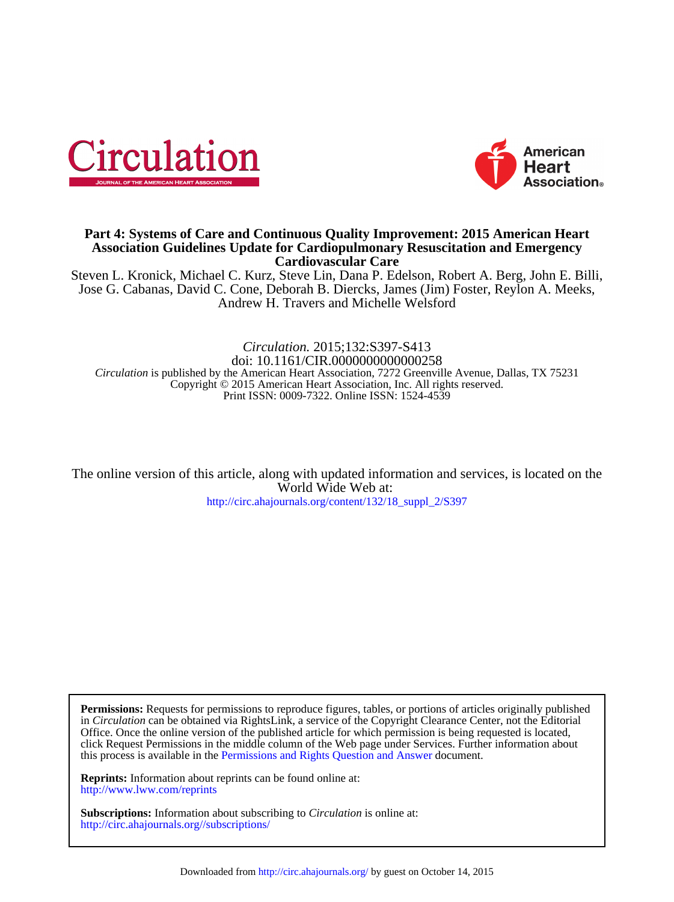# Part 4: Systems of Care and Continuous Quality Improvement: 2015 American Heart Association Guidelines Update for Cardiopulmonary Resuscitation and Emergency Cardiovascular Care

Steven L. Kronick, Michael C. Kurz, Steve Lin, Dana P. Edelson, Robert A. Berg, John E. Billi, Jose G. Cabanas, David C. Cone, Deborah B. Diercks, James (Jim) Foster, Reylon A. Meeks, Andrew H. Travers and Michelle Welsford

*Circulation.* 2015;132:S397-S413

doi: 10.1161/CIR.0000000000000258

*Circulation* is published by the American Heart Association, 7272 Greenville Avenue, Dallas, TX 75231

Copyright © 2015 American Heart Association, Inc. All rights reserved.

Print ISSN: 0009-7322. Online ISSN: 1524-4539

The online version of this article, along with updated information and services, is located on the World Wide Web at:

http://circ.ahajournals.org/content/132/18_suppl_2/S397

**Permissions:** Requests for permissions to reproduce figures, tables, or portions of articles originally published in *Circulation* can be obtained via RightsLink, a service of the Copyright Clearance Center, not the Editorial Office. Once the online version of the published article for which permission is being requested is located, click Request Permissions in the middle column of the Web page under Services. Further information about this process is available in the Permissions and Rights Question and Answer document.

**Reprints:** Information about reprints can be found online at:
http://www.lww.com/reprints

**Subscriptions:** Information about subscribing to *Circulation* is online at:
http://circ.ahajournals.org//subscriptions/

Downloaded from http://circ.ahajournals.org/ by guest on October 14, 2015